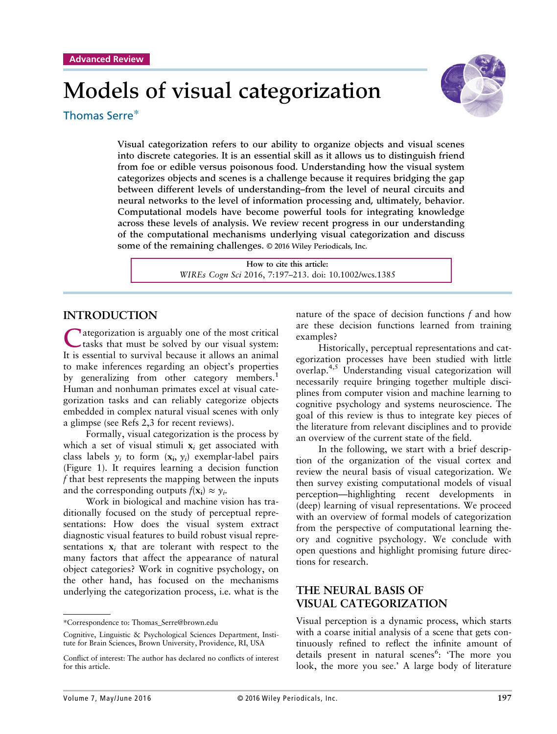Advanced Review

# Models of visual categorization

Thomas Serre*

**Visual categorization refers to our ability to organize objects and visual scenes into discrete categories. It is an essential skill as it allows us to distinguish friend from foe or edible versus poisonous food. Understanding how the visual system categorizes objects and scenes is a challenge because it requires bridging the gap between different levels of understanding–from the level of neural circuits and neural networks to the level of information processing and, ultimately, behavior. Computational models have become powerful tools for integrating knowledge across these levels of analysis. We review recent progress in our understanding of the computational mechanisms underlying visual categorization and discuss some of the remaining challenges.** © 2016 Wiley Periodicals, Inc.

How to cite this article:
*WIREs Cogn Sci* 2016, 7:197–213. doi: 10.1002/wcs.1385

## INTRODUCTION

Categorization is arguably one of the most critical tasks that must be solved by our visual system: It is essential to survival because it allows an animal to make inferences regarding an object's properties by generalizing from other category members.[1] Human and nonhuman primates excel at visual categorization tasks and can reliably categorize objects embedded in complex natural visual scenes with only a glimpse (see Refs 2,3 for recent reviews).

Formally, visual categorization is the process by which a set of visual stimuli $\mathbf{x}_i$ get associated with class labels $y_i$ to form $(\mathbf{x}_i, y_i)$ exemplar-label pairs (Figure 1). It requires learning a decision function $f$ that best represents the mapping between the inputs and the corresponding outputs $f(\mathbf{x}_i) \approx y_i$.

Work in biological and machine vision has traditionally focused on the study of perceptual representations: How does the visual system extract diagnostic visual features to build robust visual representations $\mathbf{x}_i$ that are tolerant with respect to the many factors that affect the appearance of natural object categories? Work in cognitive psychology, on the other hand, has focused on the mechanisms underlying the categorization process, i.e. what is the nature of the space of decision functions $f$ and how are these decision functions learned from training examples?

Historically, perceptual representations and categorization processes have been studied with little overlap.[4,5] Understanding visual categorization will necessarily require bringing together multiple disciplines from computer vision and machine learning to cognitive psychology and systems neuroscience. The goal of this review is thus to integrate key pieces of the literature from relevant disciplines and to provide an overview of the current state of the field.

In the following, we start with a brief description of the organization of the visual cortex and review the neural basis of visual categorization. We then survey existing computational models of visual perception—highlighting recent developments in (deep) learning of visual representations. We proceed with an overview of formal models of categorization from the perspective of computational learning theory and cognitive psychology. We conclude with open questions and highlight promising future directions for research.

## THE NEURAL BASIS OF VISUAL CATEGORIZATION

Visual perception is a dynamic process, which starts with a coarse initial analysis of a scene that gets continuously refined to reflect the infinite amount of details present in natural scenes[6]: 'The more you look, the more you see.' A large body of literature

*Correspondence to: Thomas_Serre@brown.edu

Cognitive, Linguistic & Psychological Sciences Department, Institute for Brain Sciences, Brown University, Providence, RI, USA

Conflict of interest: The author has declared no conflicts of interest for this article.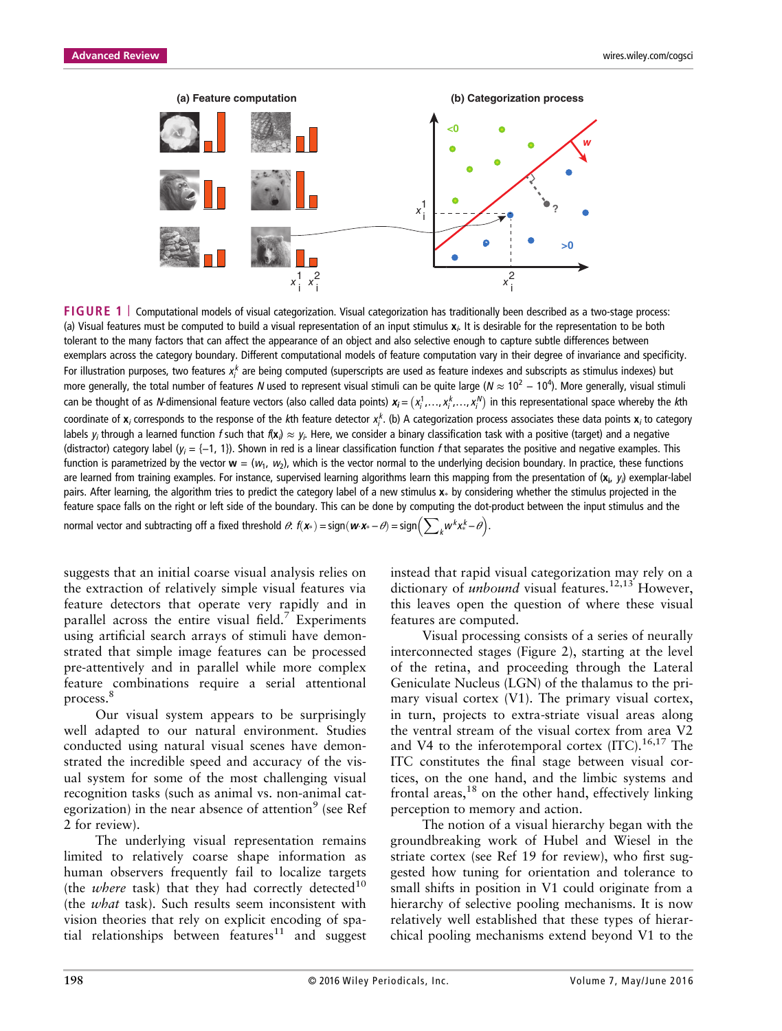**FIGURE 1** | Computational models of visual categorization. Visual categorization has traditionally been described as a two-stage process: (a) Visual features must be computed to build a visual representation of an input stimulus $\mathbf{x}_i$. It is desirable for the representation to be both tolerant to the many factors that can affect the appearance of an object and also selective enough to capture subtle differences between exemplars across the category boundary. Different computational models of feature computation vary in their degree of invariance and specificity. For illustration purposes, two features $x_i^k$ are being computed (superscripts are used as feature indexes and subscripts as stimulus indexes) but more generally, the total number of features $N$ used to represent visual stimuli can be quite large ($N \approx 10^2 - 10^4$). More generally, visual stimuli can be thought of as $N$-dimensional feature vectors (also called data points) $\mathbf{x}_i = (x_i^1, \ldots, x_i^k, \ldots, x_i^N)$ in this representational space whereby the $k$th coordinate of $\mathbf{x}_i$ corresponds to the response of the $k$th feature detector $x_i^k$. (b) A categorization process associates these data points $\mathbf{x}_i$ to category labels $y_i$ through a learned function $f$ such that $f(\mathbf{x}_i) \approx y_i$. Here, we consider a binary classification task with a positive (target) and a negative (distractor) category label ($y_i = \{-1, 1\}$). Shown in red is a linear classification function $f$ that separates the positive and negative examples. This function is parametrized by the vector $\mathbf{w} = (w_1, w_2)$, which is the vector normal to the underlying decision boundary. In practice, these functions are learned from training examples. For instance, supervised learning algorithms learn this mapping from the presentation of $(\mathbf{x}_i, y_i)$ exemplar-label pairs. After learning, the algorithm tries to predict the category label of a new stimulus $\mathbf{x}_*$ by considering whether the stimulus projected in the feature space falls on the right or left side of the boundary. This can be done by computing the dot-product between the input stimulus and the normal vector and subtracting off a fixed threshold $\theta$: $f(\mathbf{x}_*) = \text{sign}(\mathbf{w} \cdot \mathbf{x}_* - \theta) = \text{sign}\left(\sum_k w^k x_*^k - \theta\right)$.

suggests that an initial coarse visual analysis relies on the extraction of relatively simple visual features via feature detectors that operate very rapidly and in parallel across the entire visual field.[7] Experiments using artificial search arrays of stimuli have demonstrated that simple image features can be processed pre-attentively and in parallel while more complex feature combinations require a serial attentional process.[8]

Our visual system appears to be surprisingly well adapted to our natural environment. Studies conducted using natural visual scenes have demonstrated the incredible speed and accuracy of the visual system for some of the most challenging visual recognition tasks (such as animal vs. non-animal categorization) in the near absence of attention[9] (see Ref 2 for review).

The underlying visual representation remains limited to relatively coarse shape information as human observers frequently fail to localize targets (the *where* task) that they had correctly detected[10] (the *what* task). Such results seem inconsistent with vision theories that rely on explicit encoding of spatial relationships between features[11] and suggest instead that rapid visual categorization may rely on a dictionary of *unbound* visual features.[12,13] However, this leaves open the question of where these visual features are computed.

Visual processing consists of a series of neurally interconnected stages (Figure 2), starting at the level of the retina, and proceeding through the Lateral Geniculate Nucleus (LGN) of the thalamus to the primary visual cortex (V1). The primary visual cortex, in turn, projects to extra-striate visual areas along the ventral stream of the visual cortex from area V2 and V4 to the inferotemporal cortex (ITC).[16,17] The ITC constitutes the final stage between visual cortices, on the one hand, and the limbic systems and frontal areas,[18] on the other hand, effectively linking perception to memory and action.

The notion of a visual hierarchy began with the groundbreaking work of Hubel and Wiesel in the striate cortex (see Ref 19 for review), who first suggested how tuning for orientation and tolerance to small shifts in position in V1 could originate from a hierarchy of selective pooling mechanisms. It is now relatively well established that these types of hierarchical pooling mechanisms extend beyond V1 to the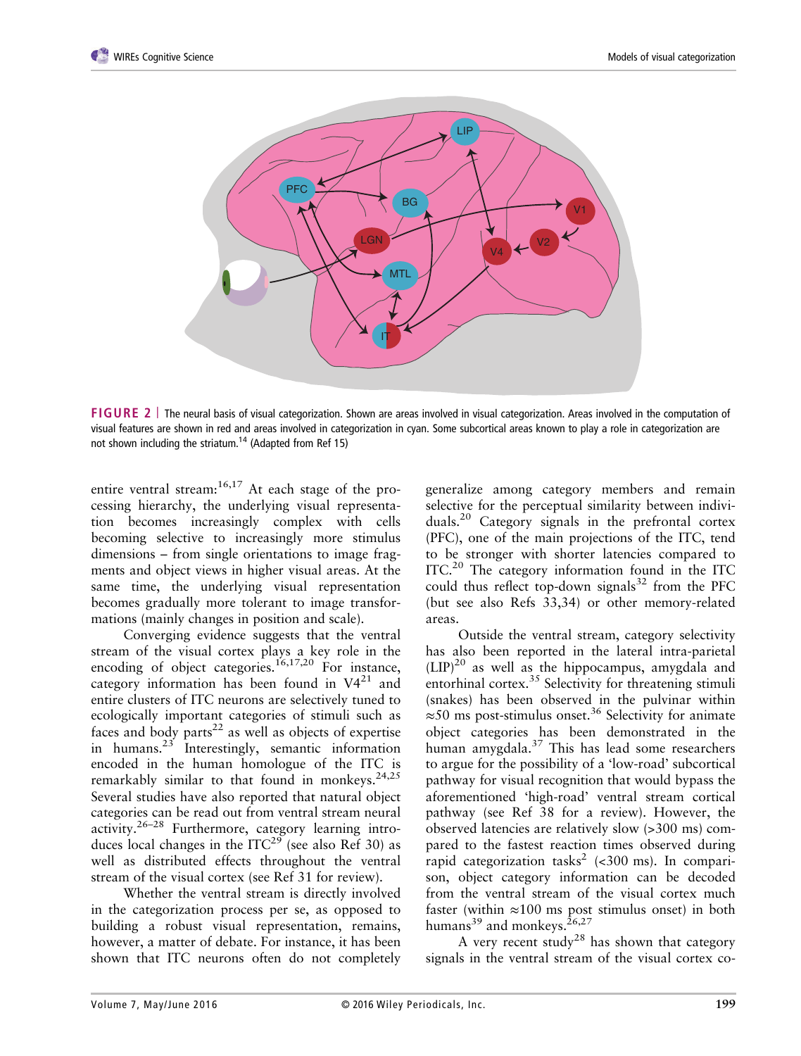**FIGURE 2** | The neural basis of visual categorization. Shown are areas involved in visual categorization. Areas involved in the computation of visual features are shown in red and areas involved in categorization in cyan. Some subcortical areas known to play a role in categorization are not shown including the striatum.[14] (Adapted from Ref 15)

entire ventral stream:[16,17] At each stage of the processing hierarchy, the underlying visual representation becomes increasingly complex with cells becoming selective to increasingly more stimulus dimensions – from single orientations to image fragments and object views in higher visual areas. At the same time, the underlying visual representation becomes gradually more tolerant to image transformations (mainly changes in position and scale).

Converging evidence suggests that the ventral stream of the visual cortex plays a key role in the encoding of object categories.[16,17,20] For instance, category information has been found in V4[21] and entire clusters of ITC neurons are selectively tuned to ecologically important categories of stimuli such as faces and body parts[22] as well as objects of expertise in humans.[23] Interestingly, semantic information encoded in the human homologue of the ITC is remarkably similar to that found in monkeys.[24,25] Several studies have also reported that natural object categories can be read out from ventral stream neural activity.[26–28] Furthermore, category learning introduces local changes in the ITC[29] (see also Ref 30) as well as distributed effects throughout the ventral stream of the visual cortex (see Ref 31 for review).

Whether the ventral stream is directly involved in the categorization process per se, as opposed to building a robust visual representation, remains, however, a matter of debate. For instance, it has been shown that ITC neurons often do not completely generalize among category members and remain selective for the perceptual similarity between individuals.[20] Category signals in the prefrontal cortex (PFC), one of the main projections of the ITC, tend to be stronger with shorter latencies compared to ITC.[20] The category information found in the ITC could thus reflect top-down signals[32] from the PFC (but see also Refs 33,34) or other memory-related areas.

Outside the ventral stream, category selectivity has also been reported in the lateral intra-parietal (LIP)[20] as well as the hippocampus, amygdala and entorhinal cortex.[35] Selectivity for threatening stimuli (snakes) has been observed in the pulvinar within ≈50 ms post-stimulus onset.[36] Selectivity for animate object categories has been demonstrated in the human amygdala.[37] This has lead some researchers to argue for the possibility of a 'low-road' subcortical pathway for visual recognition that would bypass the aforementioned 'high-road' ventral stream cortical pathway (see Ref 38 for a review). However, the observed latencies are relatively slow (>300 ms) compared to the fastest reaction times observed during rapid categorization tasks[2] (<300 ms). In comparison, object category information can be decoded from the ventral stream of the visual cortex much faster (within ≈100 ms post stimulus onset) in both humans[39] and monkeys.[26,27]

A very recent study[28] has shown that category signals in the ventral stream of the visual cortex co-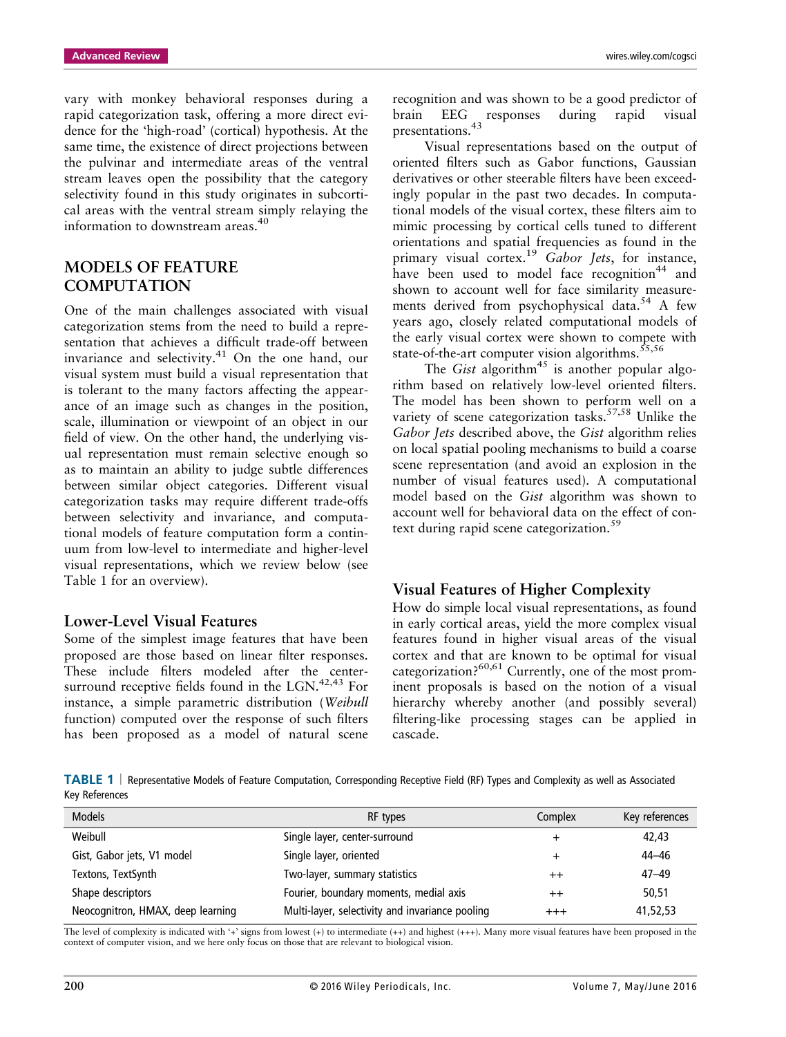vary with monkey behavioral responses during a rapid categorization task, offering a more direct evidence for the 'high-road' (cortical) hypothesis. At the same time, the existence of direct projections between the pulvinar and intermediate areas of the ventral stream leaves open the possibility that the category selectivity found in this study originates in subcortical areas with the ventral stream simply relaying the information to downstream areas.[40]

## MODELS OF FEATURE COMPUTATION

One of the main challenges associated with visual categorization stems from the need to build a representation that achieves a difficult trade-off between invariance and selectivity.[41] On the one hand, our visual system must build a visual representation that is tolerant to the many factors affecting the appearance of an image such as changes in the position, scale, illumination or viewpoint of an object in our field of view. On the other hand, the underlying visual representation must remain selective enough so as to maintain an ability to judge subtle differences between similar object categories. Different visual categorization tasks may require different trade-offs between selectivity and invariance, and computational models of feature computation form a continuum from low-level to intermediate and higher-level visual representations, which we review below (see Table 1 for an overview).

### Lower-Level Visual Features

Some of the simplest image features that have been proposed are those based on linear filter responses. These include filters modeled after the center-surround receptive fields found in the LGN.[42,43] For instance, a simple parametric distribution (*Weibull* function) computed over the response of such filters has been proposed as a model of natural scene recognition and was shown to be a good predictor of brain EEG responses during rapid visual presentations.[43]

Visual representations based on the output of oriented filters such as Gabor functions, Gaussian derivatives or other steerable filters have been exceedingly popular in the past two decades. In computational models of the visual cortex, these filters aim to mimic processing by cortical cells tuned to different orientations and spatial frequencies as found in the primary visual cortex.[19] *Gabor Jets*, for instance, have been used to model face recognition[44] and shown to account well for face similarity measurements derived from psychophysical data.[54] A few years ago, closely related computational models of the early visual cortex were shown to compete with state-of-the-art computer vision algorithms.[55,56]

The *Gist* algorithm[45] is another popular algorithm based on relatively low-level oriented filters. The model has been shown to perform well on a variety of scene categorization tasks.[57,58] Unlike the *Gabor Jets* described above, the *Gist* algorithm relies on local spatial pooling mechanisms to build a coarse scene representation (and avoid an explosion in the number of visual features used). A computational model based on the *Gist* algorithm was shown to account well for behavioral data on the effect of context during rapid scene categorization.[59]

### Visual Features of Higher Complexity

How do simple local visual representations, as found in early cortical areas, yield the more complex visual features found in higher visual areas of the visual cortex and that are known to be optimal for visual categorization?[60,61] Currently, one of the most prominent proposals is based on the notion of a visual hierarchy whereby another (and possibly several) filtering-like processing stages can be applied in cascade.

**TABLE 1** | Representative Models of Feature Computation, Corresponding Receptive Field (RF) Types and Complexity as well as Associated Key References

| Models | RF types | Complex | Key references |
|---|---|---|---|
| Weibull | Single layer, center-surround | + | 42,43 |
| Gist, Gabor jets, V1 model | Single layer, oriented | + | 44–46 |
| Textons, TextSynth | Two-layer, summary statistics | ++ | 47–49 |
| Shape descriptors | Fourier, boundary moments, medial axis | ++ | 50,51 |
| Neocognitron, HMAX, deep learning | Multi-layer, selectivity and invariance pooling | +++ | 41,52,53 |

The level of complexity is indicated with '+' signs from lowest (+) to intermediate (++) and highest (+++). Many more visual features have been proposed in the context of computer vision, and we here only focus on those that are relevant to biological vision.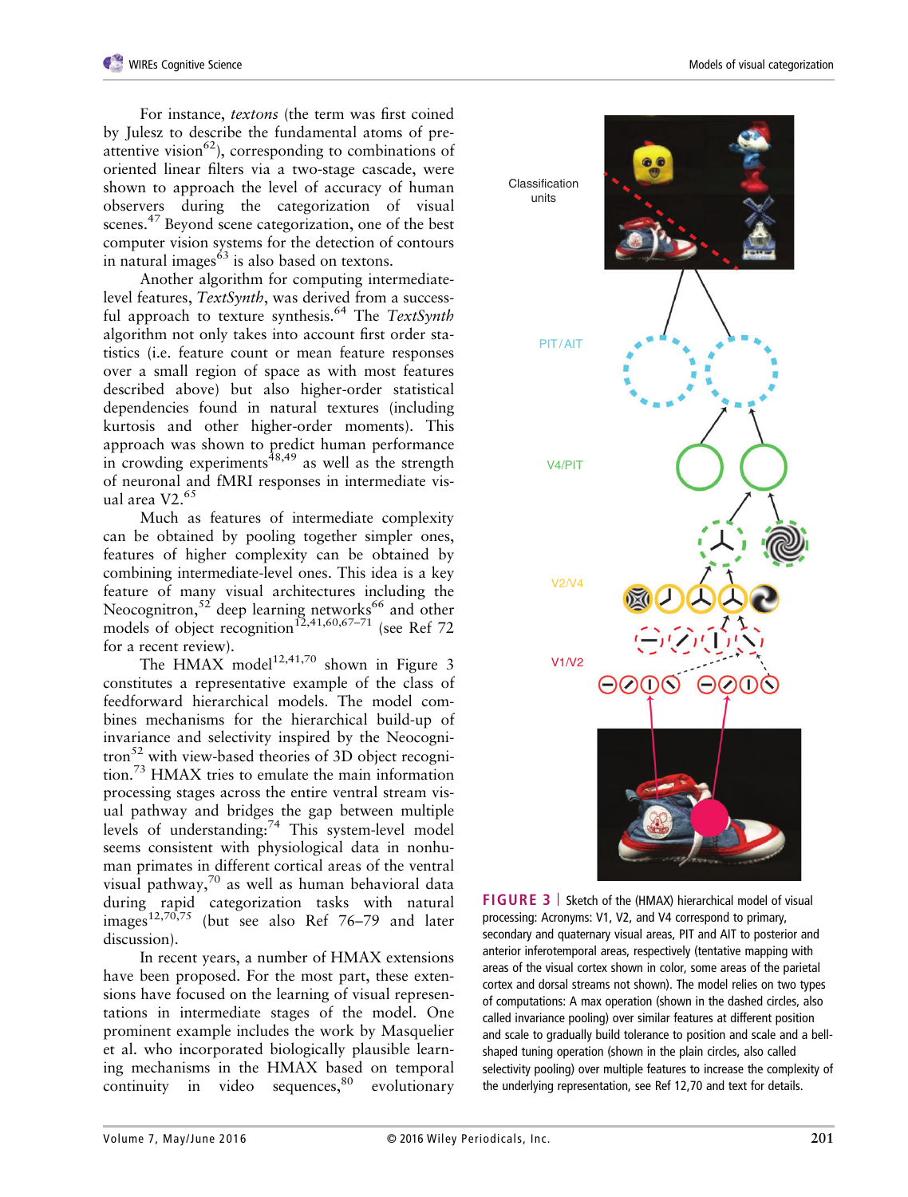For instance, *textons* (the term was first coined by Julesz to describe the fundamental atoms of pre-attentive vision[62]), corresponding to combinations of oriented linear filters via a two-stage cascade, were shown to approach the level of accuracy of human observers during the categorization of visual scenes.[47] Beyond scene categorization, one of the best computer vision systems for the detection of contours in natural images[63] is also based on textons.

Another algorithm for computing intermediate-level features, *TextSynth*, was derived from a successful approach to texture synthesis.[64] The *TextSynth* algorithm not only takes into account first order statistics (i.e. feature count or mean feature responses over a small region of space as with most features described above) but also higher-order statistical dependencies found in natural textures (including kurtosis and other higher-order moments). This approach was shown to predict human performance in crowding experiments[48,49] as well as the strength of neuronal and fMRI responses in intermediate visual area V2.[65]

Much as features of intermediate complexity can be obtained by pooling together simpler ones, features of higher complexity can be obtained by combining intermediate-level ones. This idea is a key feature of many visual architectures including the Neocognitron,[52] deep learning networks[66] and other models of object recognition[12,41,60,67–71] (see Ref 72 for a recent review).

The HMAX model[12,41,70] shown in Figure 3 constitutes a representative example of the class of feedforward hierarchical models. The model combines mechanisms for the hierarchical build-up of invariance and selectivity inspired by the Neocognitron[52] with view-based theories of 3D object recognition.[73] HMAX tries to emulate the main information processing stages across the entire ventral stream visual pathway and bridges the gap between multiple levels of understanding:[74] This system-level model seems consistent with physiological data in nonhuman primates in different cortical areas of the ventral visual pathway,[70] as well as human behavioral data during rapid categorization tasks with natural images[12,70,75] (but see also Ref 76–79 and later discussion).

In recent years, a number of HMAX extensions have been proposed. For the most part, these extensions have focused on the learning of visual representations in intermediate stages of the model. One prominent example includes the work by Masquelier et al. who incorporated biologically plausible learning mechanisms in the HMAX based on temporal continuity in video sequences,[80] evolutionary

**FIGURE 3** | Sketch of the (HMAX) hierarchical model of visual processing: Acronyms: V1, V2, and V4 correspond to primary, secondary and quaternary visual areas, PIT and AIT to posterior and anterior inferotemporal areas, respectively (tentative mapping with areas of the visual cortex shown in color, some areas of the parietal cortex and dorsal streams not shown). The model relies on two types of computations: A max operation (shown in the dashed circles, also called invariance pooling) over similar features at different position and scale to gradually build tolerance to position and scale and a bell-shaped tuning operation (shown in the plain circles, also called selectivity pooling) over multiple features to increase the complexity of the underlying representation, see Ref 12,70 and text for details.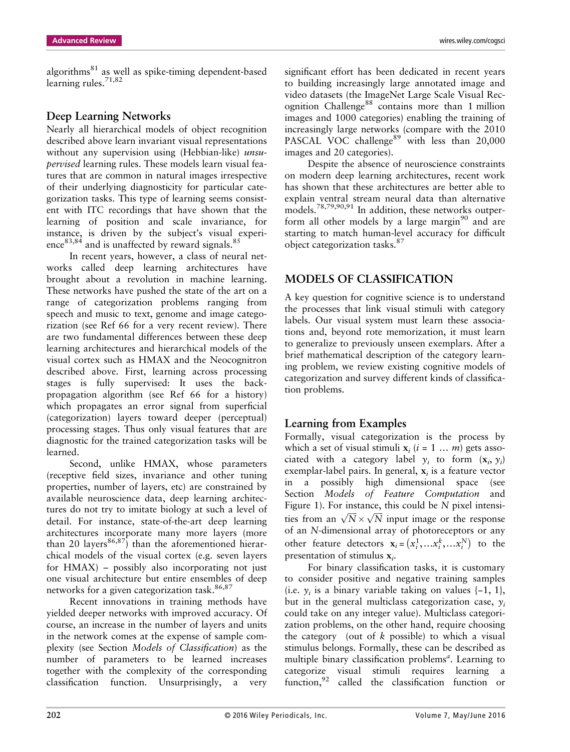algorithms[81] as well as spike-timing dependent-based learning rules.[71,82]

## Deep Learning Networks

Nearly all hierarchical models of object recognition described above learn invariant visual representations without any supervision using (Hebbian-like) *unsupervised* learning rules. These models learn visual features that are common in natural images irrespective of their underlying diagnosticity for particular categorization tasks. This type of learning seems consistent with ITC recordings that have shown that the learning of position and scale invariance, for instance, is driven by the subject's visual experience[83,84] and is unaffected by reward signals.[85]

In recent years, however, a class of neural networks called deep learning architectures have brought about a revolution in machine learning. These networks have pushed the state of the art on a range of categorization problems ranging from speech and music to text, genome and image categorization (see Ref 66 for a very recent review). There are two fundamental differences between these deep learning architectures and hierarchical models of the visual cortex such as HMAX and the Neocognitron described above. First, learning across processing stages is fully supervised: It uses the back-propagation algorithm (see Ref 66 for a history) which propagates an error signal from superficial (categorization) layers toward deeper (perceptual) processing stages. Thus only visual features that are diagnostic for the trained categorization tasks will be learned.

Second, unlike HMAX, whose parameters (receptive field sizes, invariance and other tuning properties, number of layers, etc) are constrained by available neuroscience data, deep learning architectures do not try to imitate biology at such a level of detail. For instance, state-of-the-art deep learning architectures incorporate many more layers (more than 20 layers[86,87]) than the aforementioned hierarchical models of the visual cortex (e.g. seven layers for HMAX) – possibly also incorporating not just one visual architecture but entire ensembles of deep networks for a given categorization task.[86,87]

Recent innovations in training methods have yielded deeper networks with improved accuracy. Of course, an increase in the number of layers and units in the network comes at the expense of sample complexity (see Section *Models of Classification*) as the number of parameters to be learned increases together with the complexity of the corresponding classification function. Unsurprisingly, a very significant effort has been dedicated in recent years to building increasingly large annotated image and video datasets (the ImageNet Large Scale Visual Recognition Challenge[88] contains more than 1 million images and 1000 categories) enabling the training of increasingly large networks (compare with the 2010 PASCAL VOC challenge[89] with less than 20,000 images and 20 categories).

Despite the absence of neuroscience constraints on modern deep learning architectures, recent work has shown that these architectures are better able to explain ventral stream neural data than alternative models.[78,79,90,91] In addition, these networks outperform all other models by a large margin[90] and are starting to match human-level accuracy for difficult object categorization tasks.[87]

# MODELS OF CLASSIFICATION

A key question for cognitive science is to understand the processes that link visual stimuli with category labels. Our visual system must learn these associations and, beyond rote memorization, it must learn to generalize to previously unseen exemplars. After a brief mathematical description of the category learning problem, we review existing cognitive models of categorization and survey different kinds of classification problems.

## Learning from Examples

Formally, visual categorization is the process by which a set of visual stimuli $\mathbf{x}_i$ ($i = 1 \ldots m$) gets associated with a category label $y_i$ to form $(\mathbf{x}_i, y_i)$ exemplar-label pairs. In general, $\mathbf{x}_i$ is a feature vector in a possibly high dimensional space (see Section *Models of Feature Computation* and Figure 1). For instance, this could be $N$ pixel intensities from an $\sqrt{N} \times \sqrt{N}$ input image or the response of an $N$-dimensional array of photoreceptors or any other feature detectors $\mathbf{x}_i = (x_i^1, \ldots x_i^k, \ldots x_i^N)$ to the presentation of stimulus $\mathbf{x}_i$.

For binary classification tasks, it is customary to consider positive and negative training samples (i.e. $y_i$ is a binary variable taking on values {−1, 1}, but in the general multiclass categorization case, $y_i$ could take on any integer value). Multiclass categorization problems, on the other hand, require choosing the category (out of $k$ possible) to which a visual stimulus belongs. Formally, these can be described as multiple binary classification problems[a]. Learning to categorize visual stimuli requires learning a function,[92] called the classification function or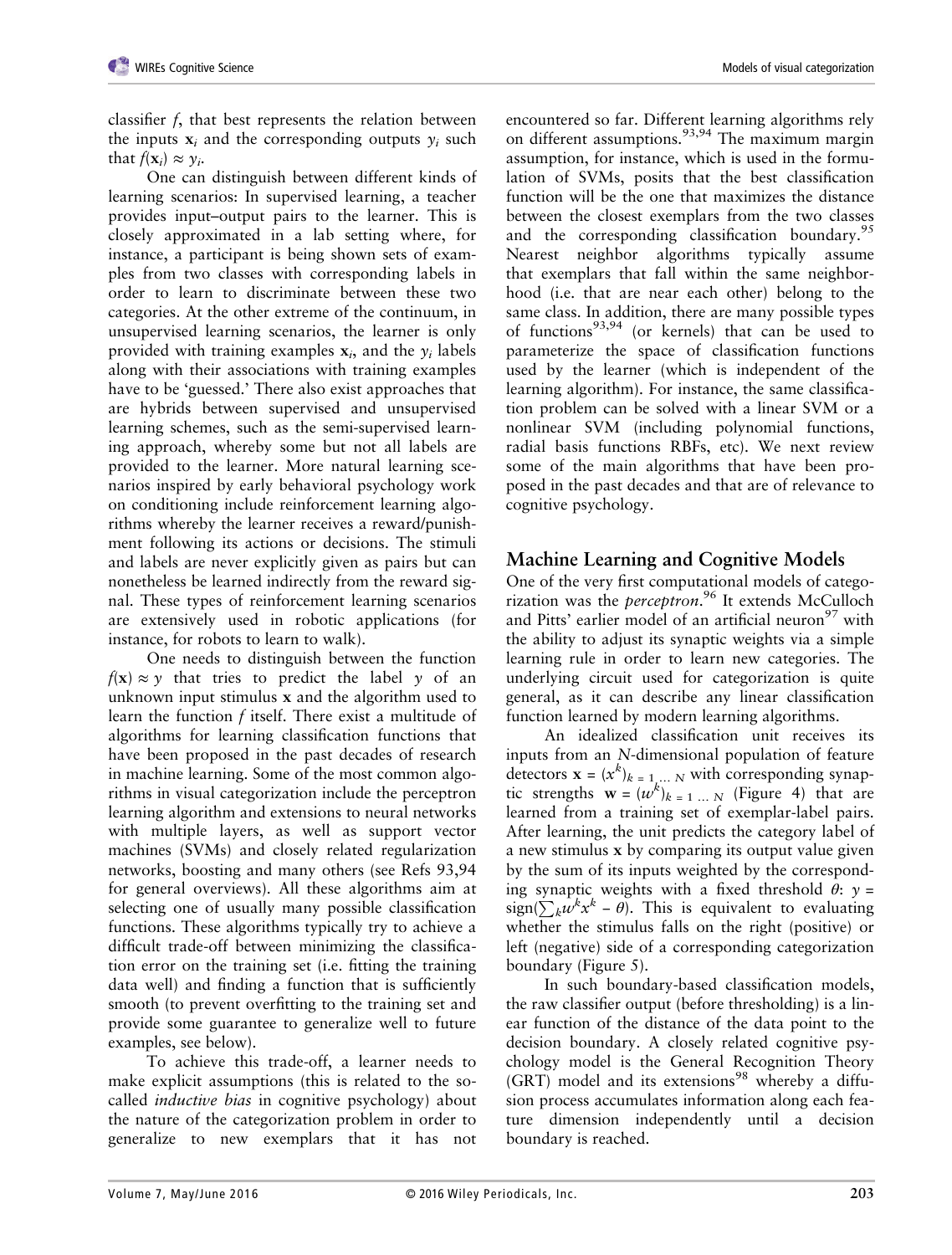classifier $f$, that best represents the relation between the inputs $\mathbf{x}_i$ and the corresponding outputs $y_i$ such that $f(\mathbf{x}_i) \approx y_i$.

One can distinguish between different kinds of learning scenarios: In supervised learning, a teacher provides input–output pairs to the learner. This is closely approximated in a lab setting where, for instance, a participant is being shown sets of examples from two classes with corresponding labels in order to learn to discriminate between these two categories. At the other extreme of the continuum, in unsupervised learning scenarios, the learner is only provided with training examples $\mathbf{x}_i$, and the $y_i$ labels along with their associations with training examples have to be 'guessed.' There also exist approaches that are hybrids between supervised and unsupervised learning schemes, such as the semi-supervised learning approach, whereby some but not all labels are provided to the learner. More natural learning scenarios inspired by early behavioral psychology work on conditioning include reinforcement learning algorithms whereby the learner receives a reward/punishment following its actions or decisions. The stimuli and labels are never explicitly given as pairs but can nonetheless be learned indirectly from the reward signal. These types of reinforcement learning scenarios are extensively used in robotic applications (for instance, for robots to learn to walk).

One needs to distinguish between the function $f(\mathbf{x}) \approx y$ that tries to predict the label $y$ of an unknown input stimulus $\mathbf{x}$ and the algorithm used to learn the function $f$ itself. There exist a multitude of algorithms for learning classification functions that have been proposed in the past decades of research in machine learning. Some of the most common algorithms in visual categorization include the perceptron learning algorithm and extensions to neural networks with multiple layers, as well as support vector machines (SVMs) and closely related regularization networks, boosting and many others (see Refs 93,94 for general overviews). All these algorithms aim at selecting one of usually many possible classification functions. These algorithms typically try to achieve a difficult trade-off between minimizing the classification error on the training set (i.e. fitting the training data well) and finding a function that is sufficiently smooth (to prevent overfitting to the training set and provide some guarantee to generalize well to future examples, see below).

To achieve this trade-off, a learner needs to make explicit assumptions (this is related to the so-called *inductive bias* in cognitive psychology) about the nature of the categorization problem in order to generalize to new exemplars that it has not encountered so far. Different learning algorithms rely on different assumptions.[93,94] The maximum margin assumption, for instance, which is used in the formulation of SVMs, posits that the best classification function will be the one that maximizes the distance between the closest exemplars from the two classes and the corresponding classification boundary.[95] Nearest neighbor algorithms typically assume that exemplars that fall within the same neighborhood (i.e. that are near each other) belong to the same class. In addition, there are many possible types of functions[93,94] (or kernels) that can be used to parameterize the space of classification functions used by the learner (which is independent of the learning algorithm). For instance, the same classification problem can be solved with a linear SVM or a nonlinear SVM (including polynomial functions, radial basis functions RBFs, etc). We next review some of the main algorithms that have been proposed in the past decades and that are of relevance to cognitive psychology.

## Machine Learning and Cognitive Models

One of the very first computational models of categorization was the *perceptron*.[96] It extends McCulloch and Pitts' earlier model of an artificial neuron[97] with the ability to adjust its synaptic weights via a simple learning rule in order to learn new categories. The underlying circuit used for categorization is quite general, as it can describe any linear classification function learned by modern learning algorithms.

An idealized classification unit receives its inputs from an $N$-dimensional population of feature detectors $\mathbf{x} = (x^k)_{k=1 \ldots N}$ with corresponding synaptic strengths $\mathbf{w} = (w^k)_{k=1 \ldots N}$ (Figure 4) that are learned from a training set of exemplar-label pairs. After learning, the unit predicts the category label of a new stimulus $\mathbf{x}$ by comparing its output value given by the sum of its inputs weighted by the corresponding synaptic weights with a fixed threshold $\theta$: $y = \mathrm{sign}(\sum_k w^k x^k - \theta)$. This is equivalent to evaluating whether the stimulus falls on the right (positive) or left (negative) side of a corresponding categorization boundary (Figure 5).

In such boundary-based classification models, the raw classifier output (before thresholding) is a linear function of the distance of the data point to the decision boundary. A closely related cognitive psychology model is the General Recognition Theory (GRT) model and its extensions[98] whereby a diffusion process accumulates information along each feature dimension independently until a decision boundary is reached.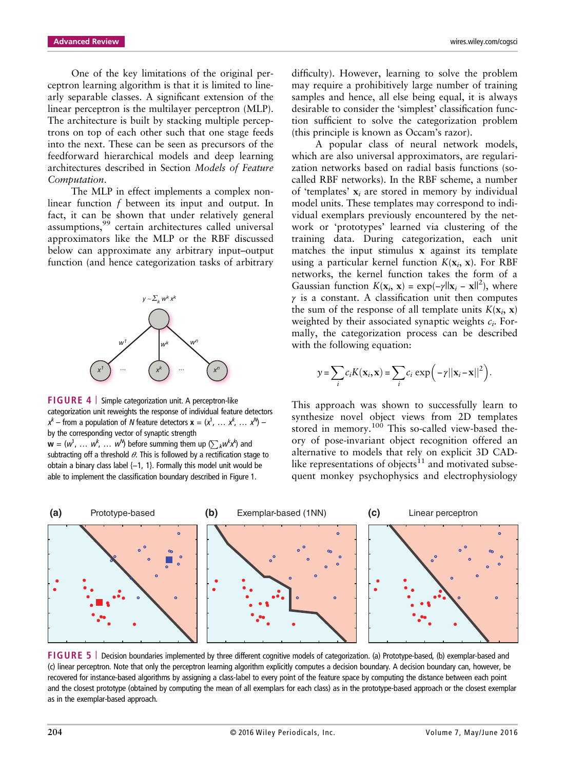One of the key limitations of the original perceptron learning algorithm is that it is limited to linearly separable classes. A significant extension of the linear perceptron is the multilayer perceptron (MLP). The architecture is built by stacking multiple perceptrons on top of each other such that one stage feeds into the next. These can be seen as precursors of the feedforward hierarchical models and deep learning architectures described in Section *Models of Feature Computation*.

The MLP in effect implements a complex nonlinear function $f$ between its input and output. In fact, it can be shown that under relatively general assumptions,[99] certain architectures called universal approximators like the MLP or the RBF discussed below can approximate any arbitrary input–output function (and hence categorization tasks of arbitrary difficulty). However, learning to solve the problem may require a prohibitively large number of training samples and hence, all else being equal, it is always desirable to consider the 'simplest' classification function sufficient to solve the categorization problem (this principle is known as Occam's razor).

A popular class of neural network models, which are also universal approximators, are regularization networks based on radial basis functions (so-called RBF networks). In the RBF scheme, a number of 'templates' $\mathbf{x}_i$ are stored in memory by individual model units. These templates may correspond to individual exemplars previously encountered by the network or 'prototypes' learned via clustering of the training data. During categorization, each unit matches the input stimulus $\mathbf{x}$ against its template using a particular kernel function $K(\mathbf{x}_i, \mathbf{x})$. For RBF networks, the kernel function takes the form of a Gaussian function $K(\mathbf{x}_i, \mathbf{x}) = \exp(-\gamma\|\mathbf{x}_i - \mathbf{x}\|^2)$, where $\gamma$ is a constant. A classification unit then computes the sum of the response of all template units $K(\mathbf{x}_i, \mathbf{x})$ weighted by their associated synaptic weights $c_i$. Formally, the categorization process can be described with the following equation:

$$y = \sum_i c_i K(\mathbf{x}_i, \mathbf{x}) = \sum_i c_i \exp\left(-\gamma\|\mathbf{x}_i - \mathbf{x}\|^2\right).$$

This approach was shown to successfully learn to synthesize novel object views from 2D templates stored in memory.[100] This so-called view-based theory of pose-invariant object recognition offered an alternative to models that rely on explicit 3D CAD-like representations of objects[11] and motivated subsequent monkey psychophysics and electrophysiology

**FIGURE 4** | Simple categorization unit. A perceptron-like categorization unit reweights the response of individual feature detectors $x^k$ – from a population of $N$ feature detectors $\mathbf{x} = (x^1, \ldots x^k, \ldots x^N)$ – by the corresponding vector of synaptic strength $\mathbf{w} = (w^1, \ldots w^k, \ldots w^N)$ before summing them up ($\sum_k w^k x^k$) and subtracting off a threshold $\theta$. This is followed by a rectification stage to obtain a binary class label {–1, 1}. Formally this model unit would be able to implement the classification boundary described in Figure 1.

**FIGURE 5** | Decision boundaries implemented by three different cognitive models of categorization. (a) Prototype-based, (b) exemplar-based and (c) linear perceptron. Note that only the perceptron learning algorithm explicitly computes a decision boundary. A decision boundary can, however, be recovered for instance-based algorithms by assigning a class-label to every point of the feature space by computing the distance between each point and the closest prototype (obtained by computing the mean of all exemplars for each class) as in the prototype-based approach or the closest exemplar as in the exemplar-based approach.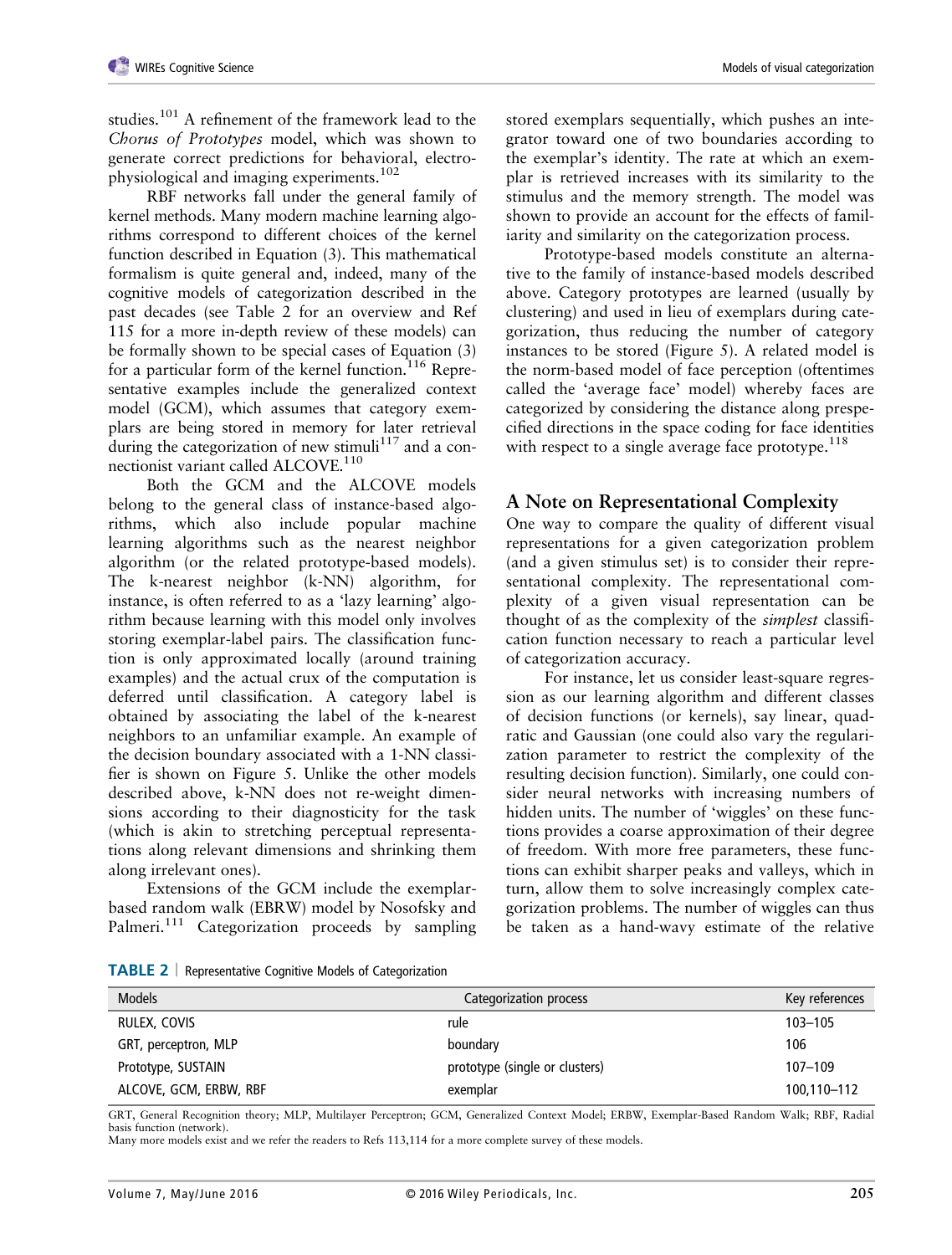studies.[101] A refinement of the framework lead to the *Chorus of Prototypes* model, which was shown to generate correct predictions for behavioral, electrophysiological and imaging experiments.[102]

RBF networks fall under the general family of kernel methods. Many modern machine learning algorithms correspond to different choices of the kernel function described in Equation (3). This mathematical formalism is quite general and, indeed, many of the cognitive models of categorization described in the past decades (see Table 2 for an overview and Ref 115 for a more in-depth review of these models) can be formally shown to be special cases of Equation (3) for a particular form of the kernel function.[116] Representative examples include the generalized context model (GCM), which assumes that category exemplars are being stored in memory for later retrieval during the categorization of new stimuli[117] and a connectionist variant called ALCOVE.[110]

Both the GCM and the ALCOVE models belong to the general class of instance-based algorithms, which also include popular machine learning algorithms such as the nearest neighbor algorithm (or the related prototype-based models). The k-nearest neighbor (k-NN) algorithm, for instance, is often referred to as a 'lazy learning' algorithm because learning with this model only involves storing exemplar-label pairs. The classification function is only approximated locally (around training examples) and the actual crux of the computation is deferred until classification. A category label is obtained by associating the label of the k-nearest neighbors to an unfamiliar example. An example of the decision boundary associated with a 1-NN classifier is shown on Figure 5. Unlike the other models described above, k-NN does not re-weight dimensions according to their diagnosticity for the task (which is akin to stretching perceptual representations along relevant dimensions and shrinking them along irrelevant ones).

Extensions of the GCM include the exemplar-based random walk (EBRW) model by Nosofsky and Palmeri.[111] Categorization proceeds by sampling stored exemplars sequentially, which pushes an integrator toward one of two boundaries according to the exemplar's identity. The rate at which an exemplar is retrieved increases with its similarity to the stimulus and the memory strength. The model was shown to provide an account for the effects of familiarity and similarity on the categorization process.

Prototype-based models constitute an alternative to the family of instance-based models described above. Category prototypes are learned (usually by clustering) and used in lieu of exemplars during categorization, thus reducing the number of category instances to be stored (Figure 5). A related model is the norm-based model of face perception (oftentimes called the 'average face' model) whereby faces are categorized by considering the distance along prespecified directions in the space coding for face identities with respect to a single average face prototype.[118]

## A Note on Representational Complexity

One way to compare the quality of different visual representations for a given categorization problem (and a given stimulus set) is to consider their representational complexity. The representational complexity of a given visual representation can be thought of as the complexity of the *simplest* classification function necessary to reach a particular level of categorization accuracy.

For instance, let us consider least-square regression as our learning algorithm and different classes of decision functions (or kernels), say linear, quadratic and Gaussian (one could also vary the regularization parameter to restrict the complexity of the resulting decision function). Similarly, one could consider neural networks with increasing numbers of hidden units. The number of 'wiggles' on these functions provides a coarse approximation of their degree of freedom. With more free parameters, these functions can exhibit sharper peaks and valleys, which in turn, allow them to solve increasingly complex categorization problems. The number of wiggles can thus be taken as a hand-wavy estimate of the relative

**TABLE 2** | Representative Cognitive Models of Categorization

| Models | Categorization process | Key references |
|---|---|---|
| RULEX, COVIS | rule | 103–105 |
| GRT, perceptron, MLP | boundary | 106 |
| Prototype, SUSTAIN | prototype (single or clusters) | 107–109 |
| ALCOVE, GCM, ERBW, RBF | exemplar | 100,110–112 |

GRT, General Recognition theory; MLP, Multilayer Perceptron; GCM, Generalized Context Model; ERBW, Exemplar-Based Random Walk; RBF, Radial basis function (network).
Many more models exist and we refer the readers to Refs 113,114 for a more complete survey of these models.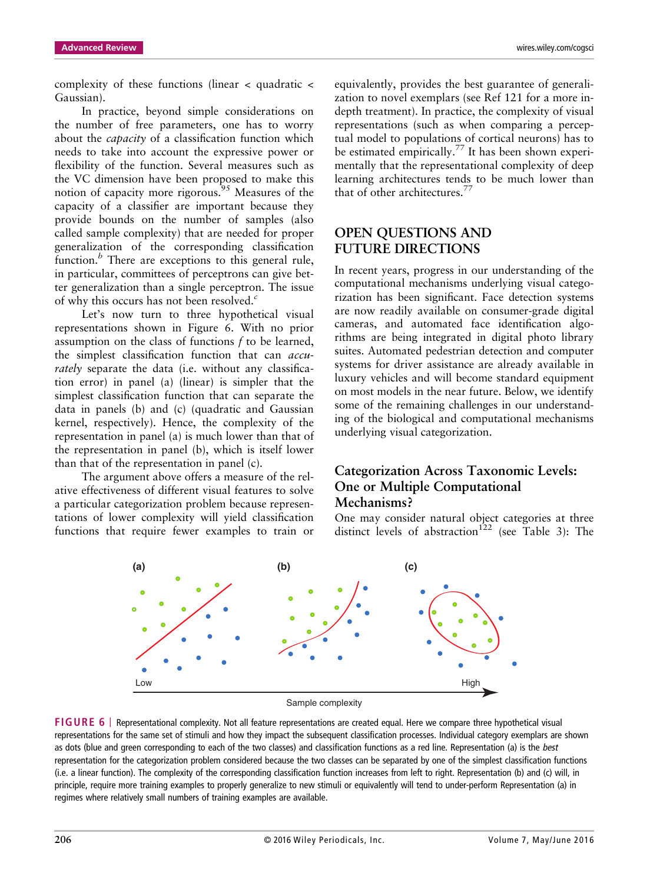complexity of these functions (linear < quadratic < Gaussian).

In practice, beyond simple considerations on the number of free parameters, one has to worry about the *capacity* of a classification function which needs to take into account the expressive power or flexibility of the function. Several measures such as the VC dimension have been proposed to make this notion of capacity more rigorous.[95] Measures of the capacity of a classifier are important because they provide bounds on the number of samples (also called sample complexity) that are needed for proper generalization of the corresponding classification function.[b] There are exceptions to this general rule, in particular, committees of perceptrons can give better generalization than a single perceptron. The issue of why this occurs has not been resolved.[c]

Let's now turn to three hypothetical visual representations shown in Figure 6. With no prior assumption on the class of functions *f* to be learned, the simplest classification function that can *accurately* separate the data (i.e. without any classification error) in panel (a) (linear) is simpler that the simplest classification function that can separate the data in panels (b) and (c) (quadratic and Gaussian kernel, respectively). Hence, the complexity of the representation in panel (a) is much lower than that of the representation in panel (b), which is itself lower than that of the representation in panel (c).

The argument above offers a measure of the relative effectiveness of different visual features to solve a particular categorization problem because representations of lower complexity will yield classification functions that require fewer examples to train or equivalently, provides the best guarantee of generalization to novel exemplars (see Ref 121 for a more in-depth treatment). In practice, the complexity of visual representations (such as when comparing a perceptual model to populations of cortical neurons) has to be estimated empirically.[77] It has been shown experimentally that the representational complexity of deep learning architectures tends to be much lower than that of other architectures.[77]

(a)
(b)
(c)
Low
High
Sample complexity

**FIGURE 6** | Representational complexity. Not all feature representations are created equal. Here we compare three hypothetical visual representations for the same set of stimuli and how they impact the subsequent classification processes. Individual category exemplars are shown as dots (blue and green corresponding to each of the two classes) and classification functions as a red line. Representation (a) is the *best* representation for the categorization problem considered because the two classes can be separated by one of the simplest classification functions (i.e. a linear function). The complexity of the corresponding classification function increases from left to right. Representation (b) and (c) will, in principle, require more training examples to properly generalize to new stimuli or equivalently will tend to under-perform Representation (a) in regimes where relatively small numbers of training examples are available.

## OPEN QUESTIONS AND FUTURE DIRECTIONS

In recent years, progress in our understanding of the computational mechanisms underlying visual categorization has been significant. Face detection systems are now readily available on consumer-grade digital cameras, and automated face identification algorithms are being integrated in digital photo library suites. Automated pedestrian detection and computer systems for driver assistance are already available in luxury vehicles and will become standard equipment on most models in the near future. Below, we identify some of the remaining challenges in our understanding of the biological and computational mechanisms underlying visual categorization.

### Categorization Across Taxonomic Levels: One or Multiple Computational Mechanisms?

One may consider natural object categories at three distinct levels of abstraction[122] (see Table 3): The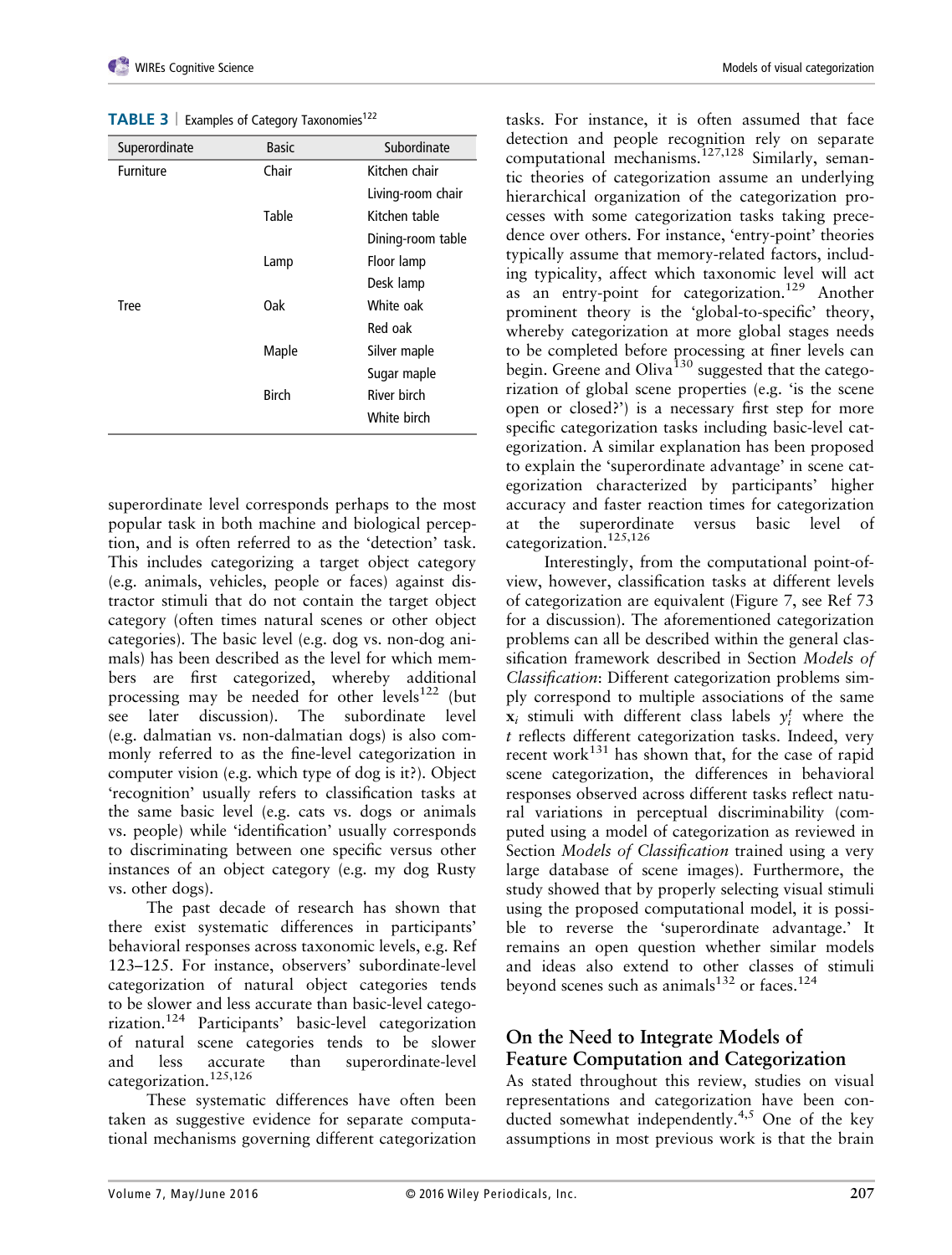**TABLE 3** | Examples of Category Taxonomies[122]

| Superordinate | Basic | Subordinate |
|---|---|---|
| Furniture | Chair | Kitchen chair |
| | | Living-room chair |
| | Table | Kitchen table |
| | | Dining-room table |
| | Lamp | Floor lamp |
| | | Desk lamp |
| Tree | Oak | White oak |
| | | Red oak |
| | Maple | Silver maple |
| | | Sugar maple |
| | Birch | River birch |
| | | White birch |

superordinate level corresponds perhaps to the most popular task in both machine and biological perception, and is often referred to as the 'detection' task. This includes categorizing a target object category (e.g. animals, vehicles, people or faces) against distractor stimuli that do not contain the target object category (often times natural scenes or other object categories). The basic level (e.g. dog vs. non-dog animals) has been described as the level for which members are first categorized, whereby additional processing may be needed for other levels[122] (but see later discussion). The subordinate level (e.g. dalmatian vs. non-dalmatian dogs) is also commonly referred to as the fine-level categorization in computer vision (e.g. which type of dog is it?). Object 'recognition' usually refers to classification tasks at the same basic level (e.g. cats vs. dogs or animals vs. people) while 'identification' usually corresponds to discriminating between one specific versus other instances of an object category (e.g. my dog Rusty vs. other dogs).

The past decade of research has shown that there exist systematic differences in participants' behavioral responses across taxonomic levels, e.g. Ref 123–125. For instance, observers' subordinate-level categorization of natural object categories tends to be slower and less accurate than basic-level categorization.[124] Participants' basic-level categorization of natural scene categories tends to be slower and less accurate than superordinate-level categorization.[125,126]

These systematic differences have often been taken as suggestive evidence for separate computational mechanisms governing different categorization tasks. For instance, it is often assumed that face detection and people recognition rely on separate computational mechanisms.[127,128] Similarly, semantic theories of categorization assume an underlying hierarchical organization of the categorization processes with some categorization tasks taking precedence over others. For instance, 'entry-point' theories typically assume that memory-related factors, including typicality, affect which taxonomic level will act as an entry-point for categorization.[129] Another prominent theory is the 'global-to-specific' theory, whereby categorization at more global stages needs to be completed before processing at finer levels can begin. Greene and Oliva[130] suggested that the categorization of global scene properties (e.g. 'is the scene open or closed?') is a necessary first step for more specific categorization tasks including basic-level categorization. A similar explanation has been proposed to explain the 'superordinate advantage' in scene categorization characterized by participants' higher accuracy and faster reaction times for categorization at the superordinate versus basic level of categorization.[125,126]

Interestingly, from the computational point-of-view, however, classification tasks at different levels of categorization are equivalent (Figure 7, see Ref 73 for a discussion). The aforementioned categorization problems can all be described within the general classification framework described in Section *Models of Classification*: Different categorization problems simply correspond to multiple associations of the same $\mathbf{x}_i$ stimuli with different class labels $y_i^t$ where the $t$ reflects different categorization tasks. Indeed, very recent work[131] has shown that, for the case of rapid scene categorization, the differences in behavioral responses observed across different tasks reflect natural variations in perceptual discriminability (computed using a model of categorization as reviewed in Section *Models of Classification* trained using a very large database of scene images). Furthermore, the study showed that by properly selecting visual stimuli using the proposed computational model, it is possible to reverse the 'superordinate advantage.' It remains an open question whether similar models and ideas also extend to other classes of stimuli beyond scenes such as animals[132] or faces.[124]

## On the Need to Integrate Models of Feature Computation and Categorization

As stated throughout this review, studies on visual representations and categorization have been conducted somewhat independently.[4,5] One of the key assumptions in most previous work is that the brain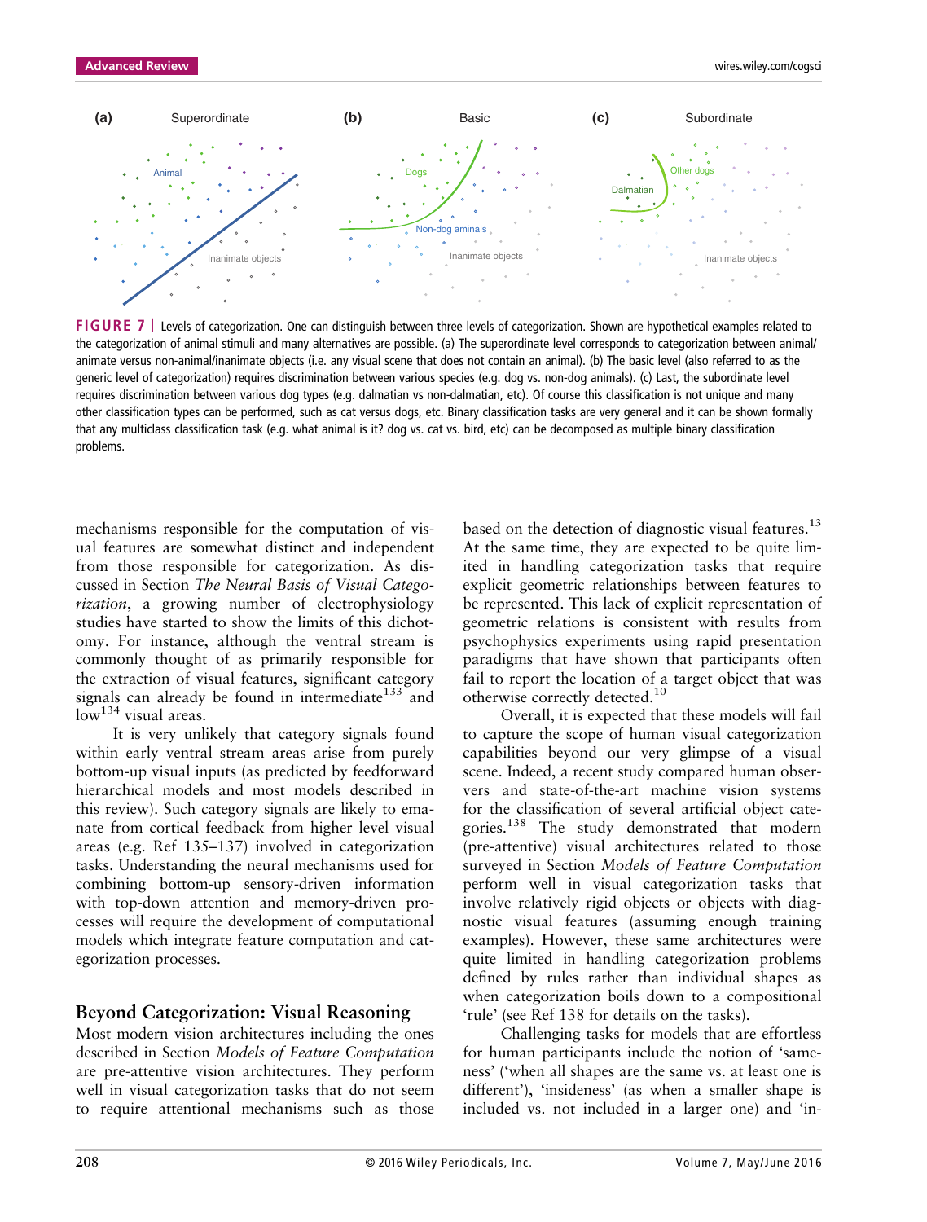(a) Superordinate

Animal

Inanimate objects

(b) Basic

Dogs

Non-dog aminals

Inanimate objects

(c) Subordinate

Other dogs

Dalmatian

Inanimate objects

**FIGURE 7** | Levels of categorization. One can distinguish between three levels of categorization. Shown are hypothetical examples related to the categorization of animal stimuli and many alternatives are possible. (a) The superordinate level corresponds to categorization between animal/animate versus non-animal/inanimate objects (i.e. any visual scene that does not contain an animal). (b) The basic level (also referred to as the generic level of categorization) requires discrimination between various species (e.g. dog vs. non-dog animals). (c) Last, the subordinate level requires discrimination between various dog types (e.g. dalmatian vs non-dalmatian, etc). Of course this classification is not unique and many other classification types can be performed, such as cat versus dogs, etc. Binary classification tasks are very general and it can be shown formally that any multiclass classification task (e.g. what animal is it? dog vs. cat vs. bird, etc) can be decomposed as multiple binary classification problems.

mechanisms responsible for the computation of visual features are somewhat distinct and independent from those responsible for categorization. As discussed in Section *The Neural Basis of Visual Categorization*, a growing number of electrophysiology studies have started to show the limits of this dichotomy. For instance, although the ventral stream is commonly thought of as primarily responsible for the extraction of visual features, significant category signals can already be found in intermediate[133] and low[134] visual areas.

It is very unlikely that category signals found within early ventral stream areas arise from purely bottom-up visual inputs (as predicted by feedforward hierarchical models and most models described in this review). Such category signals are likely to emanate from cortical feedback from higher level visual areas (e.g. Ref 135–137) involved in categorization tasks. Understanding the neural mechanisms used for combining bottom-up sensory-driven information with top-down attention and memory-driven processes will require the development of computational models which integrate feature computation and categorization processes.

## Beyond Categorization: Visual Reasoning

Most modern vision architectures including the ones described in Section *Models of Feature Computation* are pre-attentive vision architectures. They perform well in visual categorization tasks that do not seem to require attentional mechanisms such as those based on the detection of diagnostic visual features.[13] At the same time, they are expected to be quite limited in handling categorization tasks that require explicit geometric relationships between features to be represented. This lack of explicit representation of geometric relations is consistent with results from psychophysics experiments using rapid presentation paradigms that have shown that participants often fail to report the location of a target object that was otherwise correctly detected.[10]

Overall, it is expected that these models will fail to capture the scope of human visual categorization capabilities beyond our very glimpse of a visual scene. Indeed, a recent study compared human observers and state-of-the-art machine vision systems for the classification of several artificial object categories.[138] The study demonstrated that modern (pre-attentive) visual architectures related to those surveyed in Section *Models of Feature Computation* perform well in visual categorization tasks that involve relatively rigid objects or objects with diagnostic visual features (assuming enough training examples). However, these same architectures were quite limited in handling categorization problems defined by rules rather than individual shapes as when categorization boils down to a compositional 'rule' (see Ref 138 for details on the tasks).

Challenging tasks for models that are effortless for human participants include the notion of 'sameness' ('when all shapes are the same vs. at least one is different'), 'insideness' (as when a smaller shape is included vs. not included in a larger one) and 'in-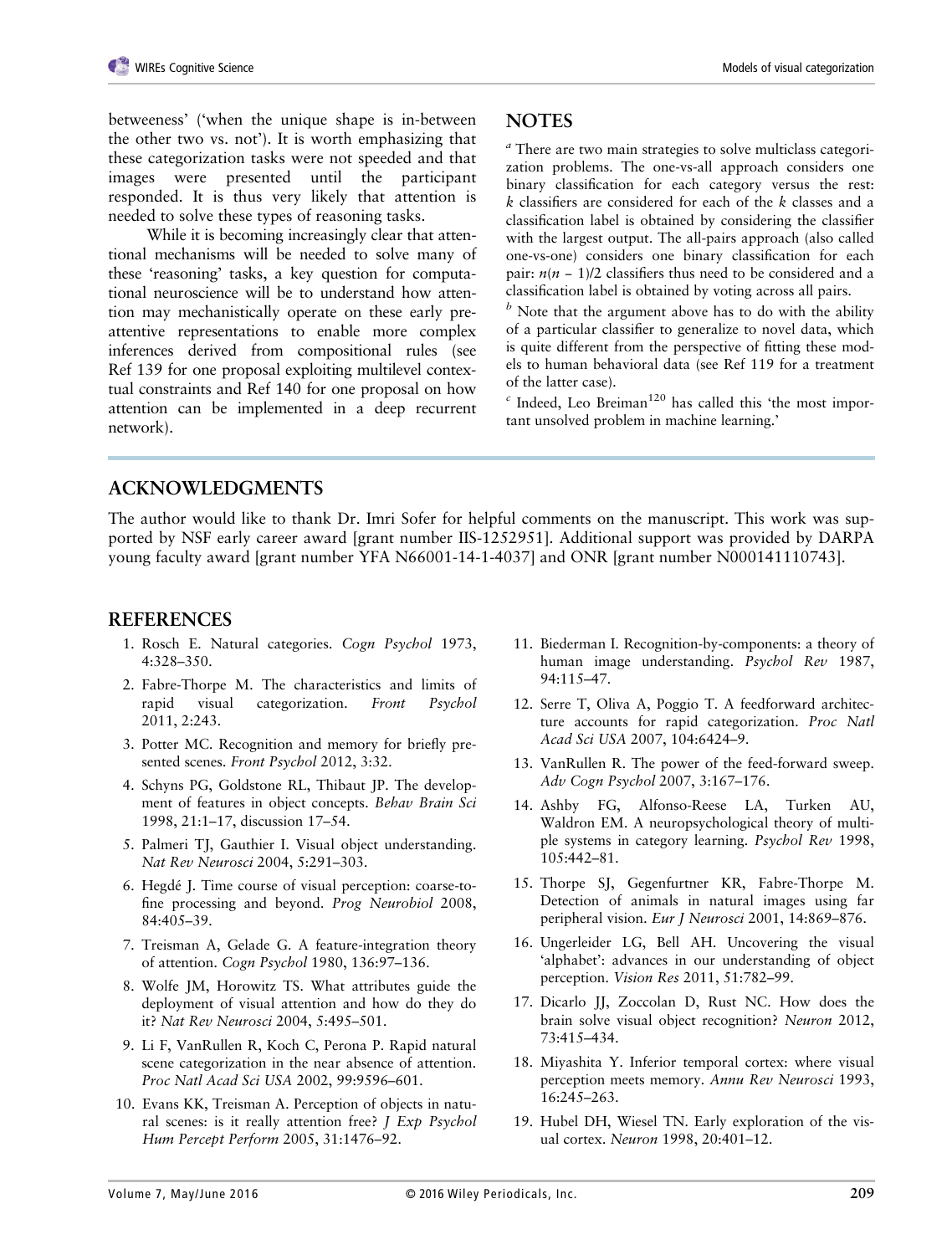betweeness' ('when the unique shape is in-between the other two vs. not'). It is worth emphasizing that these categorization tasks were not speeded and that images were presented until the participant responded. It is thus very likely that attention is needed to solve these types of reasoning tasks.

While it is becoming increasingly clear that attentional mechanisms will be needed to solve many of these 'reasoning' tasks, a key question for computational neuroscience will be to understand how attention may mechanistically operate on these early preattentive representations to enable more complex inferences derived from compositional rules (see Ref 139 for one proposal exploiting multilevel contextual constraints and Ref 140 for one proposal on how attention can be implemented in a deep recurrent network).

## NOTES

[a] There are two main strategies to solve multiclass categorization problems. The one-vs-all approach considers one binary classification for each category versus the rest: $k$ classifiers are considered for each of the $k$ classes and a classification label is obtained by considering the classifier with the largest output. The all-pairs approach (also called one-vs-one) considers one binary classification for each pair: $n(n-1)/2$ classifiers thus need to be considered and a classification label is obtained by voting across all pairs.

[b] Note that the argument above has to do with the ability of a particular classifier to generalize to novel data, which is quite different from the perspective of fitting these models to human behavioral data (see Ref 119 for a treatment of the latter case).

[c] Indeed, Leo Breiman[120] has called this 'the most important unsolved problem in machine learning.'

## ACKNOWLEDGMENTS

The author would like to thank Dr. Imri Sofer for helpful comments on the manuscript. This work was supported by NSF early career award [grant number IIS-1252951]. Additional support was provided by DARPA young faculty award [grant number YFA N66001-14-1-4037] and ONR [grant number N000141110743].

## REFERENCES

1. Rosch E. Natural categories. *Cogn Psychol* 1973, 4:328–350.
2. Fabre-Thorpe M. The characteristics and limits of rapid visual categorization. *Front Psychol* 2011, 2:243.
3. Potter MC. Recognition and memory for briefly presented scenes. *Front Psychol* 2012, 3:32.
4. Schyns PG, Goldstone RL, Thibaut JP. The development of features in object concepts. *Behav Brain Sci* 1998, 21:1–17, discussion 17–54.
5. Palmeri TJ, Gauthier I. Visual object understanding. *Nat Rev Neurosci* 2004, 5:291–303.
6. Hegdé J. Time course of visual perception: coarse-to-fine processing and beyond. *Prog Neurobiol* 2008, 84:405–39.
7. Treisman A, Gelade G. A feature-integration theory of attention. *Cogn Psychol* 1980, 136:97–136.
8. Wolfe JM, Horowitz TS. What attributes guide the deployment of visual attention and how do they do it? *Nat Rev Neurosci* 2004, 5:495–501.
9. Li F, VanRullen R, Koch C, Perona P. Rapid natural scene categorization in the near absence of attention. *Proc Natl Acad Sci USA* 2002, 99:9596–601.
10. Evans KK, Treisman A. Perception of objects in natural scenes: is it really attention free? *J Exp Psychol Hum Percept Perform* 2005, 31:1476–92.
11. Biederman I. Recognition-by-components: a theory of human image understanding. *Psychol Rev* 1987, 94:115–47.
12. Serre T, Oliva A, Poggio T. A feedforward architecture accounts for rapid categorization. *Proc Natl Acad Sci USA* 2007, 104:6424–9.
13. VanRullen R. The power of the feed-forward sweep. *Adv Cogn Psychol* 2007, 3:167–176.
14. Ashby FG, Alfonso-Reese LA, Turken AU, Waldron EM. A neuropsychological theory of multiple systems in category learning. *Psychol Rev* 1998, 105:442–81.
15. Thorpe SJ, Gegenfurtner KR, Fabre-Thorpe M. Detection of animals in natural images using far peripheral vision. *Eur J Neurosci* 2001, 14:869–876.
16. Ungerleider LG, Bell AH. Uncovering the visual 'alphabet': advances in our understanding of object perception. *Vision Res* 2011, 51:782–99.
17. Dicarlo JJ, Zoccolan D, Rust NC. How does the brain solve visual object recognition? *Neuron* 2012, 73:415–434.
18. Miyashita Y. Inferior temporal cortex: where visual perception meets memory. *Annu Rev Neurosci* 1993, 16:245–263.
19. Hubel DH, Wiesel TN. Early exploration of the visual cortex. *Neuron* 1998, 20:401–12.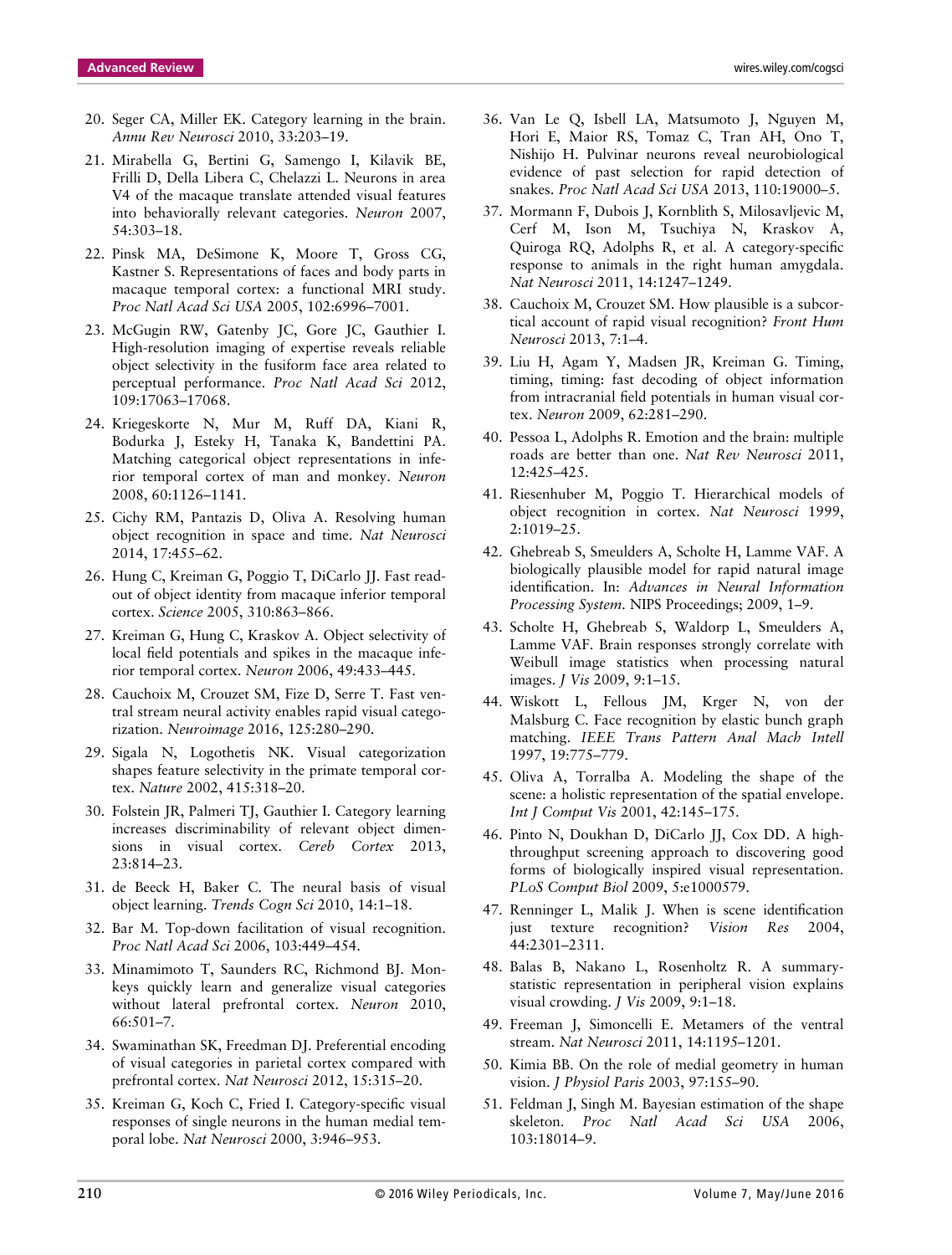20. Seger CA, Miller EK. Category learning in the brain. *Annu Rev Neurosci* 2010, 33:203–19.
21. Mirabella G, Bertini G, Samengo I, Kilavik BE, Frilli D, Della Libera C, Chelazzi L. Neurons in area V4 of the macaque translate attended visual features into behaviorally relevant categories. *Neuron* 2007, 54:303–18.
22. Pinsk MA, DeSimone K, Moore T, Gross CG, Kastner S. Representations of faces and body parts in macaque temporal cortex: a functional MRI study. *Proc Natl Acad Sci USA* 2005, 102:6996–7001.
23. McGugin RW, Gatenby JC, Gore JC, Gauthier I. High-resolution imaging of expertise reveals reliable object selectivity in the fusiform face area related to perceptual performance. *Proc Natl Acad Sci* 2012, 109:17063–17068.
24. Kriegeskorte N, Mur M, Ruff DA, Kiani R, Bodurka J, Esteky H, Tanaka K, Bandettini PA. Matching categorical object representations in inferior temporal cortex of man and monkey. *Neuron* 2008, 60:1126–1141.
25. Cichy RM, Pantazis D, Oliva A. Resolving human object recognition in space and time. *Nat Neurosci* 2014, 17:455–62.
26. Hung C, Kreiman G, Poggio T, DiCarlo JJ. Fast readout of object identity from macaque inferior temporal cortex. *Science* 2005, 310:863–866.
27. Kreiman G, Hung C, Kraskov A. Object selectivity of local field potentials and spikes in the macaque inferior temporal cortex. *Neuron* 2006, 49:433–445.
28. Cauchoix M, Crouzet SM, Fize D, Serre T. Fast ventral stream neural activity enables rapid visual categorization. *Neuroimage* 2016, 125:280–290.
29. Sigala N, Logothetis NK. Visual categorization shapes feature selectivity in the primate temporal cortex. *Nature* 2002, 415:318–20.
30. Folstein JR, Palmeri TJ, Gauthier I. Category learning increases discriminability of relevant object dimensions in visual cortex. *Cereb Cortex* 2013, 23:814–23.
31. de Beeck H, Baker C. The neural basis of visual object learning. *Trends Cogn Sci* 2010, 14:1–18.
32. Bar M. Top-down facilitation of visual recognition. *Proc Natl Acad Sci* 2006, 103:449–454.
33. Minamimoto T, Saunders RC, Richmond BJ. Monkeys quickly learn and generalize visual categories without lateral prefrontal cortex. *Neuron* 2010, 66:501–7.
34. Swaminathan SK, Freedman DJ. Preferential encoding of visual categories in parietal cortex compared with prefrontal cortex. *Nat Neurosci* 2012, 15:315–20.
35. Kreiman G, Koch C, Fried I. Category-specific visual responses of single neurons in the human medial temporal lobe. *Nat Neurosci* 2000, 3:946–953.
36. Van Le Q, Isbell LA, Matsumoto J, Nguyen M, Hori E, Maior RS, Tomaz C, Tran AH, Ono T, Nishijo H. Pulvinar neurons reveal neurobiological evidence of past selection for rapid detection of snakes. *Proc Natl Acad Sci USA* 2013, 110:19000–5.
37. Mormann F, Dubois J, Kornblith S, Milosavljevic M, Cerf M, Ison M, Tsuchiya N, Kraskov A, Quiroga RQ, Adolphs R, et al. A category-specific response to animals in the right human amygdala. *Nat Neurosci* 2011, 14:1247–1249.
38. Cauchoix M, Crouzet SM. How plausible is a subcortical account of rapid visual recognition? *Front Hum Neurosci* 2013, 7:1–4.
39. Liu H, Agam Y, Madsen JR, Kreiman G. Timing, timing, timing: fast decoding of object information from intracranial field potentials in human visual cortex. *Neuron* 2009, 62:281–290.
40. Pessoa L, Adolphs R. Emotion and the brain: multiple roads are better than one. *Nat Rev Neurosci* 2011, 12:425–425.
41. Riesenhuber M, Poggio T. Hierarchical models of object recognition in cortex. *Nat Neurosci* 1999, 2:1019–25.
42. Ghebreab S, Smeulders A, Scholte H, Lamme VAF. A biologically plausible model for rapid natural image identification. In: *Advances in Neural Information Processing System*. NIPS Proceedings; 2009, 1–9.
43. Scholte H, Ghebreab S, Waldorp L, Smeulders A, Lamme VAF. Brain responses strongly correlate with Weibull image statistics when processing natural images. *J Vis* 2009, 9:1–15.
44. Wiskott L, Fellous JM, Krger N, von der Malsburg C. Face recognition by elastic bunch graph matching. *IEEE Trans Pattern Anal Mach Intell* 1997, 19:775–779.
45. Oliva A, Torralba A. Modeling the shape of the scene: a holistic representation of the spatial envelope. *Int J Comput Vis* 2001, 42:145–175.
46. Pinto N, Doukhan D, DiCarlo JJ, Cox DD. A high-throughput screening approach to discovering good forms of biologically inspired visual representation. *PLoS Comput Biol* 2009, 5:e1000579.
47. Renninger L, Malik J. When is scene identification just texture recognition? *Vision Res* 2004, 44:2301–2311.
48. Balas B, Nakano L, Rosenholtz R. A summary-statistic representation in peripheral vision explains visual crowding. *J Vis* 2009, 9:1–18.
49. Freeman J, Simoncelli E. Metamers of the ventral stream. *Nat Neurosci* 2011, 14:1195–1201.
50. Kimia BB. On the role of medial geometry in human vision. *J Physiol Paris* 2003, 97:155–90.
51. Feldman J, Singh M. Bayesian estimation of the shape skeleton. *Proc Natl Acad Sci USA* 2006, 103:18014–9.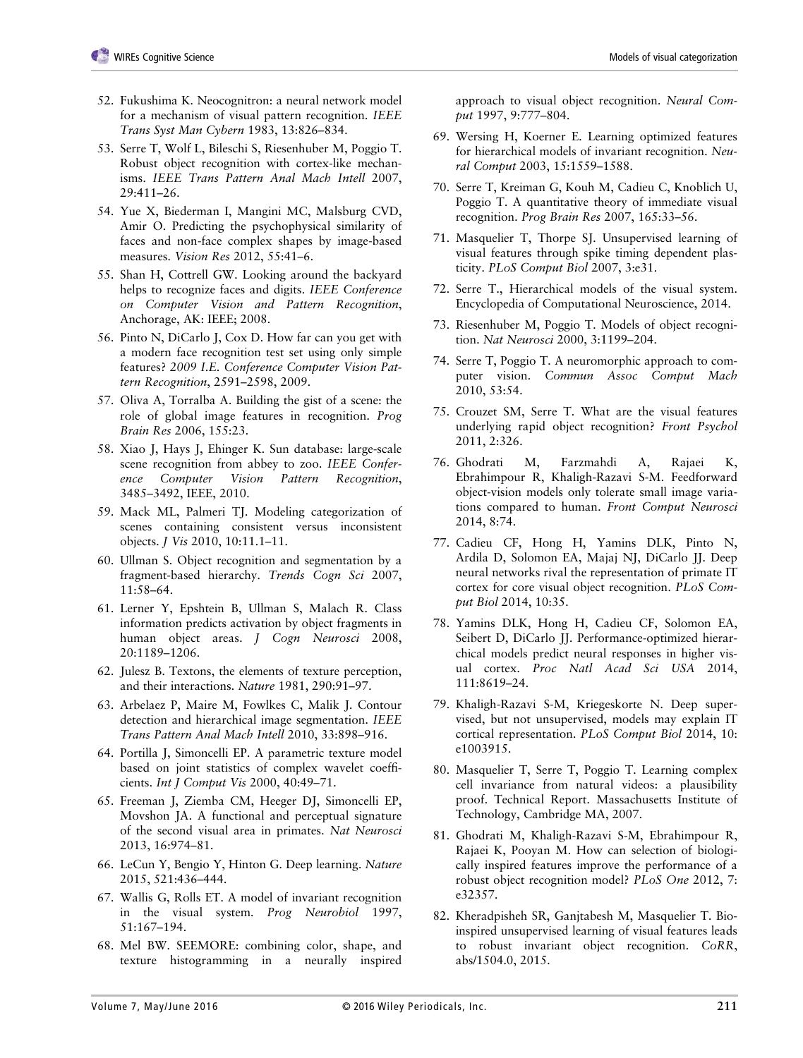52. Fukushima K. Neocognitron: a neural network model for a mechanism of visual pattern recognition. *IEEE Trans Syst Man Cybern* 1983, 13:826–834.

53. Serre T, Wolf L, Bileschi S, Riesenhuber M, Poggio T. Robust object recognition with cortex-like mechanisms. *IEEE Trans Pattern Anal Mach Intell* 2007, 29:411–26.

54. Yue X, Biederman I, Mangini MC, Malsburg CVD, Amir O. Predicting the psychophysical similarity of faces and non-face complex shapes by image-based measures. *Vision Res* 2012, 55:41–6.

55. Shan H, Cottrell GW. Looking around the backyard helps to recognize faces and digits. *IEEE Conference on Computer Vision and Pattern Recognition*, Anchorage, AK: IEEE; 2008.

56. Pinto N, DiCarlo J, Cox D. How far can you get with a modern face recognition test set using only simple features? *2009 I.E. Conference Computer Vision Pattern Recognition*, 2591–2598, 2009.

57. Oliva A, Torralba A. Building the gist of a scene: the role of global image features in recognition. *Prog Brain Res* 2006, 155:23.

58. Xiao J, Hays J, Ehinger K. Sun database: large-scale scene recognition from abbey to zoo. *IEEE Conference Computer Vision Pattern Recognition*, 3485–3492, IEEE, 2010.

59. Mack ML, Palmeri TJ. Modeling categorization of scenes containing consistent versus inconsistent objects. *J Vis* 2010, 10:11.1–11.

60. Ullman S. Object recognition and segmentation by a fragment-based hierarchy. *Trends Cogn Sci* 2007, 11:58–64.

61. Lerner Y, Epshtein B, Ullman S, Malach R. Class information predicts activation by object fragments in human object areas. *J Cogn Neurosci* 2008, 20:1189–1206.

62. Julesz B. Textons, the elements of texture perception, and their interactions. *Nature* 1981, 290:91–97.

63. Arbelaez P, Maire M, Fowlkes C, Malik J. Contour detection and hierarchical image segmentation. *IEEE Trans Pattern Anal Mach Intell* 2010, 33:898–916.

64. Portilla J, Simoncelli EP. A parametric texture model based on joint statistics of complex wavelet coefficients. *Int J Comput Vis* 2000, 40:49–71.

65. Freeman J, Ziemba CM, Heeger DJ, Simoncelli EP, Movshon JA. A functional and perceptual signature of the second visual area in primates. *Nat Neurosci* 2013, 16:974–81.

66. LeCun Y, Bengio Y, Hinton G. Deep learning. *Nature* 2015, 521:436–444.

67. Wallis G, Rolls ET. A model of invariant recognition in the visual system. *Prog Neurobiol* 1997, 51:167–194.

68. Mel BW. SEEMORE: combining color, shape, and texture histogramming in a neurally inspired approach to visual object recognition. *Neural Comput* 1997, 9:777–804.

69. Wersing H, Koerner E. Learning optimized features for hierarchical models of invariant recognition. *Neural Comput* 2003, 15:1559–1588.

70. Serre T, Kreiman G, Kouh M, Cadieu C, Knoblich U, Poggio T. A quantitative theory of immediate visual recognition. *Prog Brain Res* 2007, 165:33–56.

71. Masquelier T, Thorpe SJ. Unsupervised learning of visual features through spike timing dependent plasticity. *PLoS Comput Biol* 2007, 3:e31.

72. Serre T., Hierarchical models of the visual system. Encyclopedia of Computational Neuroscience, 2014.

73. Riesenhuber M, Poggio T. Models of object recognition. *Nat Neurosci* 2000, 3:1199–204.

74. Serre T, Poggio T. A neuromorphic approach to computer vision. *Commun Assoc Comput Mach* 2010, 53:54.

75. Crouzet SM, Serre T. What are the visual features underlying rapid object recognition? *Front Psychol* 2011, 2:326.

76. Ghodrati M, Farzmahdi A, Rajaei K, Ebrahimpour R, Khaligh-Razavi S-M. Feedforward object-vision models only tolerate small image variations compared to human. *Front Comput Neurosci* 2014, 8:74.

77. Cadieu CF, Hong H, Yamins DLK, Pinto N, Ardila D, Solomon EA, Majaj NJ, DiCarlo JJ. Deep neural networks rival the representation of primate IT cortex for core visual object recognition. *PLoS Comput Biol* 2014, 10:35.

78. Yamins DLK, Hong H, Cadieu CF, Solomon EA, Seibert D, DiCarlo JJ. Performance-optimized hierarchical models predict neural responses in higher visual cortex. *Proc Natl Acad Sci USA* 2014, 111:8619–24.

79. Khaligh-Razavi S-M, Kriegeskorte N. Deep supervised, but not unsupervised, models may explain IT cortical representation. *PLoS Comput Biol* 2014, 10: e1003915.

80. Masquelier T, Serre T, Poggio T. Learning complex cell invariance from natural videos: a plausibility proof. Technical Report. Massachusetts Institute of Technology, Cambridge MA, 2007.

81. Ghodrati M, Khaligh-Razavi S-M, Ebrahimpour R, Rajaei K, Pooyan M. How can selection of biologically inspired features improve the performance of a robust object recognition model? *PLoS One* 2012, 7: e32357.

82. Kheradpisheh SR, Ganjtabesh M, Masquelier T. Bio-inspired unsupervised learning of visual features leads to robust invariant object recognition. *CoRR*, abs/1504.0, 2015.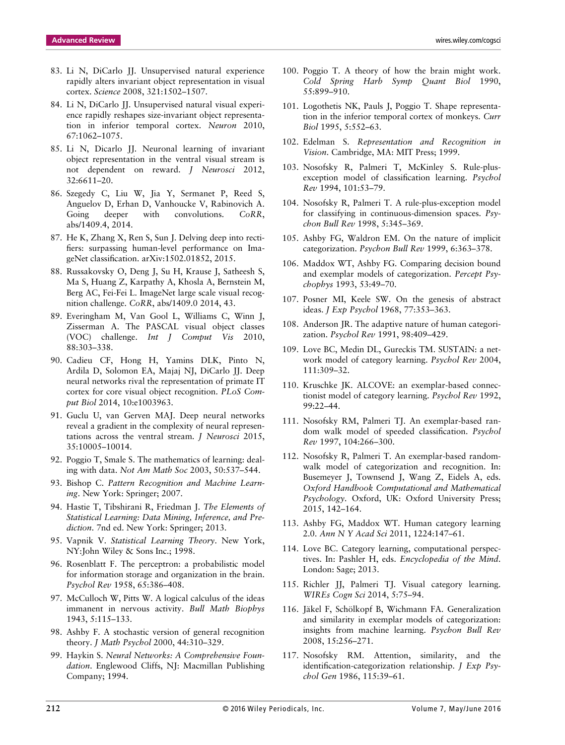83. Li N, DiCarlo JJ. Unsupervised natural experience rapidly alters invariant object representation in visual cortex. *Science* 2008, 321:1502–1507.

84. Li N, DiCarlo JJ. Unsupervised natural visual experience rapidly reshapes size-invariant object representation in inferior temporal cortex. *Neuron* 2010, 67:1062–1075.

85. Li N, Dicarlo JJ. Neuronal learning of invariant object representation in the ventral visual stream is not dependent on reward. *J Neurosci* 2012, 32:6611–20.

86. Szegedy C, Liu W, Jia Y, Sermanet P, Reed S, Anguelov D, Erhan D, Vanhoucke V, Rabinovich A. Going deeper with convolutions. *CoRR*, abs/1409.4, 2014.

87. He K, Zhang X, Ren S, Sun J. Delving deep into rectifiers: surpassing human-level performance on ImageNet classification. arXiv:1502.01852, 2015.

88. Russakovsky O, Deng J, Su H, Krause J, Satheesh S, Ma S, Huang Z, Karpathy A, Khosla A, Bernstein M, Berg AC, Fei-Fei L. ImageNet large scale visual recognition challenge. *CoRR*, abs/1409.0 2014, 43.

89. Everingham M, Van Gool L, Williams C, Winn J, Zisserman A. The PASCAL visual object classes (VOC) challenge. *Int J Comput Vis* 2010, 88:303–338.

90. Cadieu CF, Hong H, Yamins DLK, Pinto N, Ardila D, Solomon EA, Majaj NJ, DiCarlo JJ. Deep neural networks rival the representation of primate IT cortex for core visual object recognition. *PLoS Comput Biol* 2014, 10:e1003963.

91. Guclu U, van Gerven MAJ. Deep neural networks reveal a gradient in the complexity of neural representations across the ventral stream. *J Neurosci* 2015, 35:10005–10014.

92. Poggio T, Smale S. The mathematics of learning: dealing with data. *Not Am Math Soc* 2003, 50:537–544.

93. Bishop C. *Pattern Recognition and Machine Learning*. New York: Springer; 2007.

94. Hastie T, Tibshirani R, Friedman J. *The Elements of Statistical Learning: Data Mining, Inference, and Prediction*. 7nd ed. New York: Springer; 2013.

95. Vapnik V. *Statistical Learning Theory*. New York, NY:John Wiley & Sons Inc.; 1998.

96. Rosenblatt F. The perceptron: a probabilistic model for information storage and organization in the brain. *Psychol Rev* 1958, 65:386–408.

97. McCulloch W, Pitts W. A logical calculus of the ideas immanent in nervous activity. *Bull Math Biophys* 1943, 5:115–133.

98. Ashby F. A stochastic version of general recognition theory. *J Math Psychol* 2000, 44:310–329.

99. Haykin S. *Neural Networks: A Comprehensive Foundation*. Englewood Cliffs, NJ: Macmillan Publishing Company; 1994.

100. Poggio T. A theory of how the brain might work. *Cold Spring Harb Symp Quant Biol* 1990, 55:899–910.

101. Logothetis NK, Pauls J, Poggio T. Shape representation in the inferior temporal cortex of monkeys. *Curr Biol* 1995, 5:552–63.

102. Edelman S. *Representation and Recognition in Vision*. Cambridge, MA: MIT Press; 1999.

103. Nosofsky R, Palmeri T, McKinley S. Rule-plus-exception model of classification learning. *Psychol Rev* 1994, 101:53–79.

104. Nosofsky R, Palmeri T. A rule-plus-exception model for classifying in continuous-dimension spaces. *Psychon Bull Rev* 1998, 5:345–369.

105. Ashby FG, Waldron EM. On the nature of implicit categorization. *Psychon Bull Rev* 1999, 6:363–378.

106. Maddox WT, Ashby FG. Comparing decision bound and exemplar models of categorization. *Percept Psychophys* 1993, 53:49–70.

107. Posner MI, Keele SW. On the genesis of abstract ideas. *J Exp Psychol* 1968, 77:353–363.

108. Anderson JR. The adaptive nature of human categorization. *Psychol Rev* 1991, 98:409–429.

109. Love BC, Medin DL, Gureckis TM. SUSTAIN: a network model of category learning. *Psychol Rev* 2004, 111:309–32.

110. Kruschke JK. ALCOVE: an exemplar-based connectionist model of category learning. *Psychol Rev* 1992, 99:22–44.

111. Nosofsky RM, Palmeri TJ. An exemplar-based random walk model of speeded classification. *Psychol Rev* 1997, 104:266–300.

112. Nosofsky R, Palmeri T. An exemplar-based random-walk model of categorization and recognition. In: Busemeyer J, Townsend J, Wang Z, Eidels A, eds. *Oxford Handbook Computational and Mathematical Psychology*. Oxford, UK: Oxford University Press; 2015, 142–164.

113. Ashby FG, Maddox WT. Human category learning 2.0. *Ann N Y Acad Sci* 2011, 1224:147–61.

114. Love BC. Category learning, computational perspectives. In: Pashler H, eds. *Encyclopedia of the Mind*. London: Sage; 2013.

115. Richler JJ, Palmeri TJ. Visual category learning. *WIREs Cogn Sci* 2014, 5:75–94.

116. Jäkel F, Schölkopf B, Wichmann FA. Generalization and similarity in exemplar models of categorization: insights from machine learning. *Psychon Bull Rev* 2008, 15:256–271.

117. Nosofsky RM. Attention, similarity, and the identification-categorization relationship. *J Exp Psychol Gen* 1986, 115:39–61.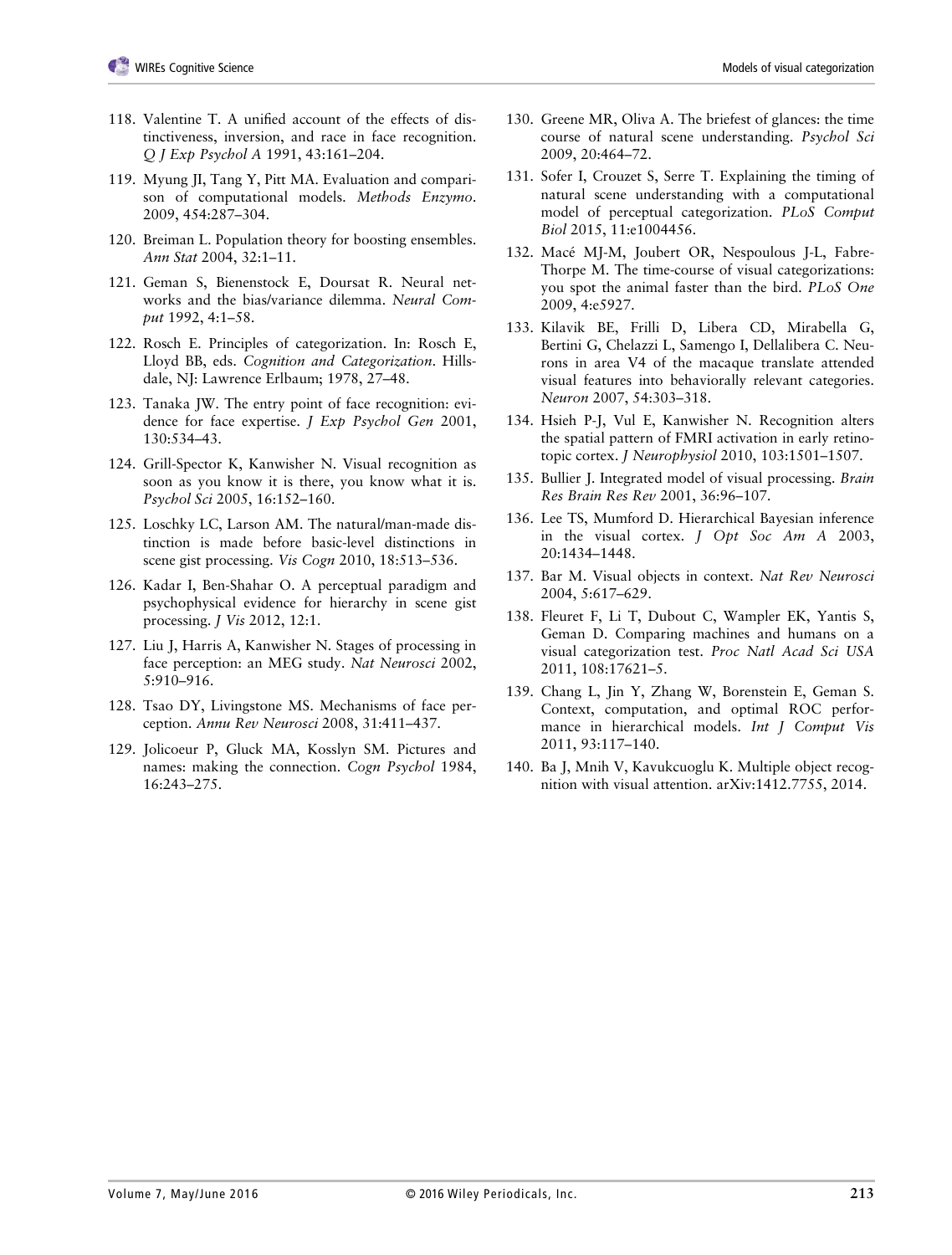118. Valentine T. A unified account of the effects of distinctiveness, inversion, and race in face recognition. *Q J Exp Psychol A* 1991, 43:161–204.

119. Myung JI, Tang Y, Pitt MA. Evaluation and comparison of computational models. *Methods Enzymo*. 2009, 454:287–304.

120. Breiman L. Population theory for boosting ensembles. *Ann Stat* 2004, 32:1–11.

121. Geman S, Bienenstock E, Doursat R. Neural networks and the bias/variance dilemma. *Neural Comput* 1992, 4:1–58.

122. Rosch E. Principles of categorization. In: Rosch E, Lloyd BB, eds. *Cognition and Categorization*. Hillsdale, NJ: Lawrence Erlbaum; 1978, 27–48.

123. Tanaka JW. The entry point of face recognition: evidence for face expertise. *J Exp Psychol Gen* 2001, 130:534–43.

124. Grill-Spector K, Kanwisher N. Visual recognition as soon as you know it is there, you know what it is. *Psychol Sci* 2005, 16:152–160.

125. Loschky LC, Larson AM. The natural/man-made distinction is made before basic-level distinctions in scene gist processing. *Vis Cogn* 2010, 18:513–536.

126. Kadar I, Ben-Shahar O. A perceptual paradigm and psychophysical evidence for hierarchy in scene gist processing. *J Vis* 2012, 12:1.

127. Liu J, Harris A, Kanwisher N. Stages of processing in face perception: an MEG study. *Nat Neurosci* 2002, 5:910–916.

128. Tsao DY, Livingstone MS. Mechanisms of face perception. *Annu Rev Neurosci* 2008, 31:411–437.

129. Jolicoeur P, Gluck MA, Kosslyn SM. Pictures and names: making the connection. *Cogn Psychol* 1984, 16:243–275.

130. Greene MR, Oliva A. The briefest of glances: the time course of natural scene understanding. *Psychol Sci* 2009, 20:464–72.

131. Sofer I, Crouzet S, Serre T. Explaining the timing of natural scene understanding with a computational model of perceptual categorization. *PLoS Comput Biol* 2015, 11:e1004456.

132. Macé MJ-M, Joubert OR, Nespoulous J-L, Fabre-Thorpe M. The time-course of visual categorizations: you spot the animal faster than the bird. *PLoS One* 2009, 4:e5927.

133. Kilavik BE, Frilli D, Libera CD, Mirabella G, Bertini G, Chelazzi L, Samengo I, Dellalibera C. Neurons in area V4 of the macaque translate attended visual features into behaviorally relevant categories. *Neuron* 2007, 54:303–318.

134. Hsieh P-J, Vul E, Kanwisher N. Recognition alters the spatial pattern of FMRI activation in early retinotopic cortex. *J Neurophysiol* 2010, 103:1501–1507.

135. Bullier J. Integrated model of visual processing. *Brain Res Brain Res Rev* 2001, 36:96–107.

136. Lee TS, Mumford D. Hierarchical Bayesian inference in the visual cortex. *J Opt Soc Am A* 2003, 20:1434–1448.

137. Bar M. Visual objects in context. *Nat Rev Neurosci* 2004, 5:617–629.

138. Fleuret F, Li T, Dubout C, Wampler EK, Yantis S, Geman D. Comparing machines and humans on a visual categorization test. *Proc Natl Acad Sci USA* 2011, 108:17621–5.

139. Chang L, Jin Y, Zhang W, Borenstein E, Geman S. Context, computation, and optimal ROC performance in hierarchical models. *Int J Comput Vis* 2011, 93:117–140.

140. Ba J, Mnih V, Kavukcuoglu K. Multiple object recognition with visual attention. arXiv:1412.7755, 2014.